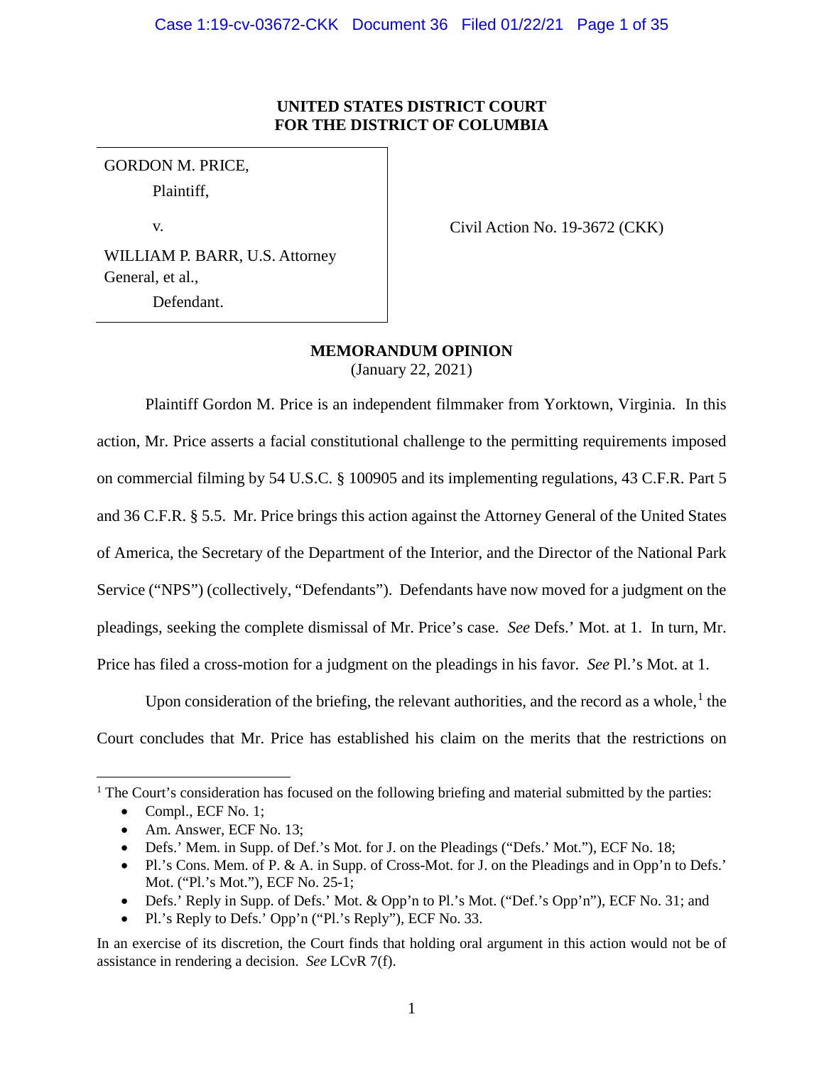**UNITED STATES DISTRICT COURT**
**FOR THE DISTRICT OF COLUMBIA**

| | |
|---|---|
| GORDON M. PRICE,<br>Plaintiff,<br><br>v.<br><br>WILLIAM P. BARR, U.S. Attorney General, et al.,<br>Defendant. | Civil Action No. 19-3672 (CKK) |

**MEMORANDUM OPINION**
(January 22, 2021)

Plaintiff Gordon M. Price is an independent filmmaker from Yorktown, Virginia. In this action, Mr. Price asserts a facial constitutional challenge to the permitting requirements imposed on commercial filming by 54 U.S.C. § 100905 and its implementing regulations, 43 C.F.R. Part 5 and 36 C.F.R. § 5.5. Mr. Price brings this action against the Attorney General of the United States of America, the Secretary of the Department of the Interior, and the Director of the National Park Service ("NPS") (collectively, "Defendants"). Defendants have now moved for a judgment on the pleadings, seeking the complete dismissal of Mr. Price's case. *See* Defs.' Mot. at 1. In turn, Mr. Price has filed a cross-motion for a judgment on the pleadings in his favor. *See* Pl.'s Mot. at 1.

Upon consideration of the briefing, the relevant authorities, and the record as a whole,[1] the Court concludes that Mr. Price has established his claim on the merits that the restrictions on

---

[1] The Court's consideration has focused on the following briefing and material submitted by the parties:

- Compl., ECF No. 1;
- Am. Answer, ECF No. 13;
- Defs.' Mem. in Supp. of Def.'s Mot. for J. on the Pleadings ("Defs.' Mot."), ECF No. 18;
- Pl.'s Cons. Mem. of P. & A. in Supp. of Cross-Mot. for J. on the Pleadings and in Opp'n to Defs.' Mot. ("Pl.'s Mot."), ECF No. 25-1;
- Defs.' Reply in Supp. of Defs.' Mot. & Opp'n to Pl.'s Mot. ("Def.'s Opp'n"), ECF No. 31; and
- Pl.'s Reply to Defs.' Opp'n ("Pl.'s Reply"), ECF No. 33.

In an exercise of its discretion, the Court finds that holding oral argument in this action would not be of assistance in rendering a decision. *See* LCvR 7(f).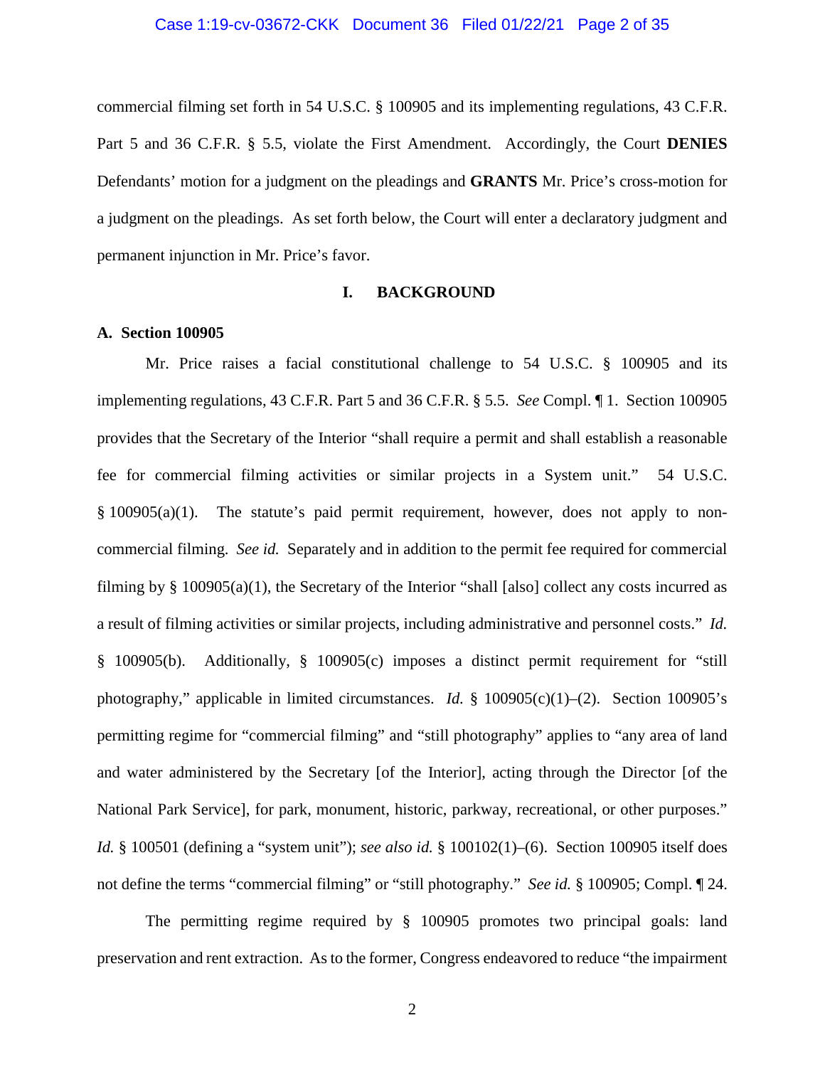commercial filming set forth in 54 U.S.C. § 100905 and its implementing regulations, 43 C.F.R. Part 5 and 36 C.F.R. § 5.5, violate the First Amendment. Accordingly, the Court **DENIES** Defendants' motion for a judgment on the pleadings and **GRANTS** Mr. Price's cross-motion for a judgment on the pleadings. As set forth below, the Court will enter a declaratory judgment and permanent injunction in Mr. Price's favor.

## I. BACKGROUND

### A. Section 100905

Mr. Price raises a facial constitutional challenge to 54 U.S.C. § 100905 and its implementing regulations, 43 C.F.R. Part 5 and 36 C.F.R. § 5.5. *See* Compl. ¶ 1. Section 100905 provides that the Secretary of the Interior "shall require a permit and shall establish a reasonable fee for commercial filming activities or similar projects in a System unit." 54 U.S.C. § 100905(a)(1). The statute's paid permit requirement, however, does not apply to non-commercial filming. *See id.* Separately and in addition to the permit fee required for commercial filming by § 100905(a)(1), the Secretary of the Interior "shall [also] collect any costs incurred as a result of filming activities or similar projects, including administrative and personnel costs." *Id.* § 100905(b). Additionally, § 100905(c) imposes a distinct permit requirement for "still photography," applicable in limited circumstances. *Id.* § 100905(c)(1)–(2). Section 100905's permitting regime for "commercial filming" and "still photography" applies to "any area of land and water administered by the Secretary [of the Interior], acting through the Director [of the National Park Service], for park, monument, historic, parkway, recreational, or other purposes." *Id.* § 100501 (defining a "system unit"); *see also id.* § 100102(1)–(6). Section 100905 itself does not define the terms "commercial filming" or "still photography." *See id.* § 100905; Compl. ¶ 24.

The permitting regime required by § 100905 promotes two principal goals: land preservation and rent extraction. As to the former, Congress endeavored to reduce "the impairment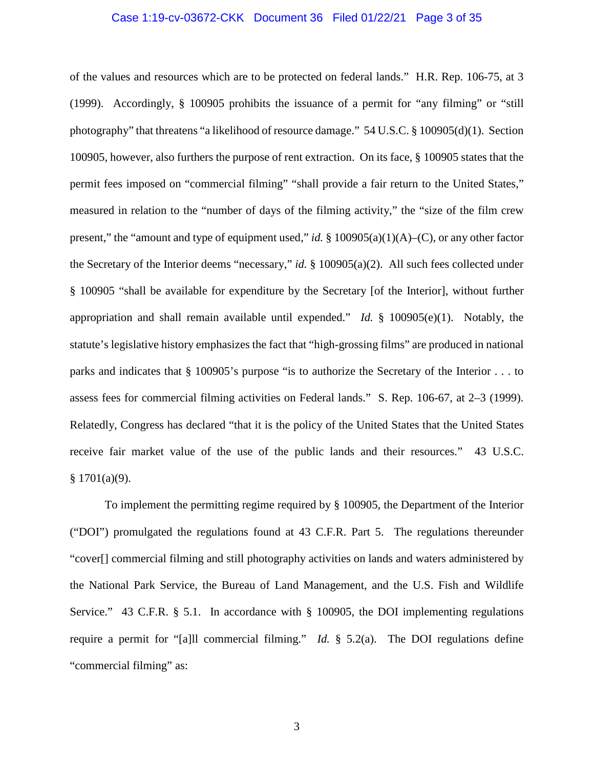of the values and resources which are to be protected on federal lands." H.R. Rep. 106-75, at 3 (1999). Accordingly, § 100905 prohibits the issuance of a permit for "any filming" or "still photography" that threatens "a likelihood of resource damage." 54 U.S.C. § 100905(d)(1). Section 100905, however, also furthers the purpose of rent extraction. On its face, § 100905 states that the permit fees imposed on "commercial filming" "shall provide a fair return to the United States," measured in relation to the "number of days of the filming activity," the "size of the film crew present," the "amount and type of equipment used," *id.* § 100905(a)(1)(A)–(C), or any other factor the Secretary of the Interior deems "necessary," *id.* § 100905(a)(2). All such fees collected under § 100905 "shall be available for expenditure by the Secretary [of the Interior], without further appropriation and shall remain available until expended." *Id.* § 100905(e)(1). Notably, the statute's legislative history emphasizes the fact that "high-grossing films" are produced in national parks and indicates that § 100905's purpose "is to authorize the Secretary of the Interior . . . to assess fees for commercial filming activities on Federal lands." S. Rep. 106-67, at 2–3 (1999). Relatedly, Congress has declared "that it is the policy of the United States that the United States receive fair market value of the use of the public lands and their resources." 43 U.S.C. § 1701(a)(9).

To implement the permitting regime required by § 100905, the Department of the Interior ("DOI") promulgated the regulations found at 43 C.F.R. Part 5. The regulations thereunder "cover[] commercial filming and still photography activities on lands and waters administered by the National Park Service, the Bureau of Land Management, and the U.S. Fish and Wildlife Service." 43 C.F.R. § 5.1. In accordance with § 100905, the DOI implementing regulations require a permit for "[a]ll commercial filming." *Id.* § 5.2(a). The DOI regulations define "commercial filming" as: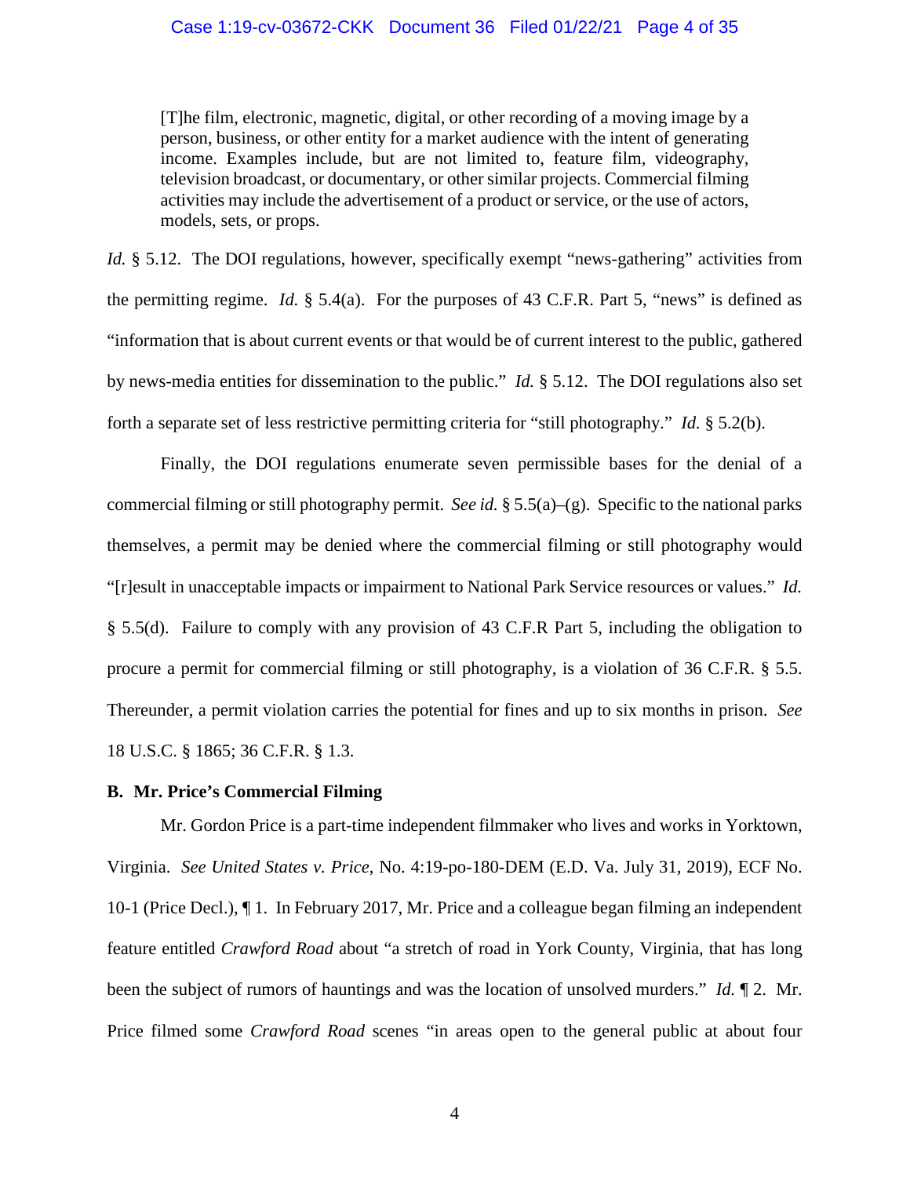> [T]he film, electronic, magnetic, digital, or other recording of a moving image by a person, business, or other entity for a market audience with the intent of generating income. Examples include, but are not limited to, feature film, videography, television broadcast, or documentary, or other similar projects. Commercial filming activities may include the advertisement of a product or service, or the use of actors, models, sets, or props.

*Id.* § 5.12. The DOI regulations, however, specifically exempt "news-gathering" activities from the permitting regime. *Id.* § 5.4(a). For the purposes of 43 C.F.R. Part 5, "news" is defined as "information that is about current events or that would be of current interest to the public, gathered by news-media entities for dissemination to the public." *Id.* § 5.12. The DOI regulations also set forth a separate set of less restrictive permitting criteria for "still photography." *Id.* § 5.2(b).

Finally, the DOI regulations enumerate seven permissible bases for the denial of a commercial filming or still photography permit. *See id.* § 5.5(a)–(g). Specific to the national parks themselves, a permit may be denied where the commercial filming or still photography would "[r]esult in unacceptable impacts or impairment to National Park Service resources or values." *Id.* § 5.5(d). Failure to comply with any provision of 43 C.F.R Part 5, including the obligation to procure a permit for commercial filming or still photography, is a violation of 36 C.F.R. § 5.5. Thereunder, a permit violation carries the potential for fines and up to six months in prison. *See* 18 U.S.C. § 1865; 36 C.F.R. § 1.3.

**B. Mr. Price's Commercial Filming**

Mr. Gordon Price is a part-time independent filmmaker who lives and works in Yorktown, Virginia. *See United States v. Price*, No. 4:19-po-180-DEM (E.D. Va. July 31, 2019), ECF No. 10-1 (Price Decl.), ¶ 1. In February 2017, Mr. Price and a colleague began filming an independent feature entitled *Crawford Road* about "a stretch of road in York County, Virginia, that has long been the subject of rumors of hauntings and was the location of unsolved murders." *Id.* ¶ 2. Mr. Price filmed some *Crawford Road* scenes "in areas open to the general public at about four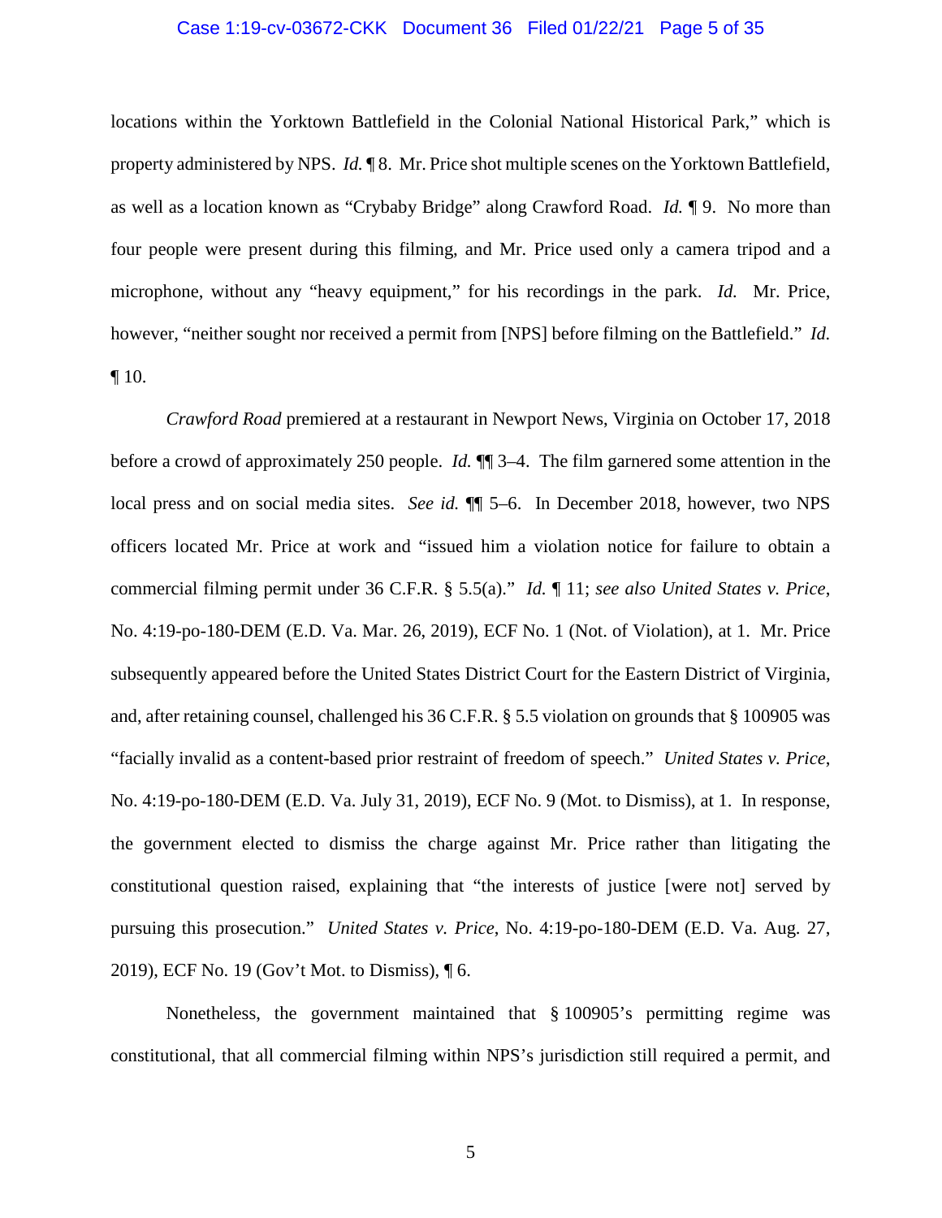locations within the Yorktown Battlefield in the Colonial National Historical Park," which is property administered by NPS. *Id.* ¶ 8. Mr. Price shot multiple scenes on the Yorktown Battlefield, as well as a location known as "Crybaby Bridge" along Crawford Road. *Id.* ¶ 9. No more than four people were present during this filming, and Mr. Price used only a camera tripod and a microphone, without any "heavy equipment," for his recordings in the park. *Id.* Mr. Price, however, "neither sought nor received a permit from [NPS] before filming on the Battlefield." *Id.* ¶ 10.

*Crawford Road* premiered at a restaurant in Newport News, Virginia on October 17, 2018 before a crowd of approximately 250 people. *Id.* ¶¶ 3–4. The film garnered some attention in the local press and on social media sites. *See id.* ¶¶ 5–6. In December 2018, however, two NPS officers located Mr. Price at work and "issued him a violation notice for failure to obtain a commercial filming permit under 36 C.F.R. § 5.5(a)." *Id.* ¶ 11; *see also United States v. Price*, No. 4:19-po-180-DEM (E.D. Va. Mar. 26, 2019), ECF No. 1 (Not. of Violation), at 1. Mr. Price subsequently appeared before the United States District Court for the Eastern District of Virginia, and, after retaining counsel, challenged his 36 C.F.R. § 5.5 violation on grounds that § 100905 was "facially invalid as a content-based prior restraint of freedom of speech." *United States v. Price*, No. 4:19-po-180-DEM (E.D. Va. July 31, 2019), ECF No. 9 (Mot. to Dismiss), at 1. In response, the government elected to dismiss the charge against Mr. Price rather than litigating the constitutional question raised, explaining that "the interests of justice [were not] served by pursuing this prosecution." *United States v. Price*, No. 4:19-po-180-DEM (E.D. Va. Aug. 27, 2019), ECF No. 19 (Gov't Mot. to Dismiss), ¶ 6.

Nonetheless, the government maintained that § 100905's permitting regime was constitutional, that all commercial filming within NPS's jurisdiction still required a permit, and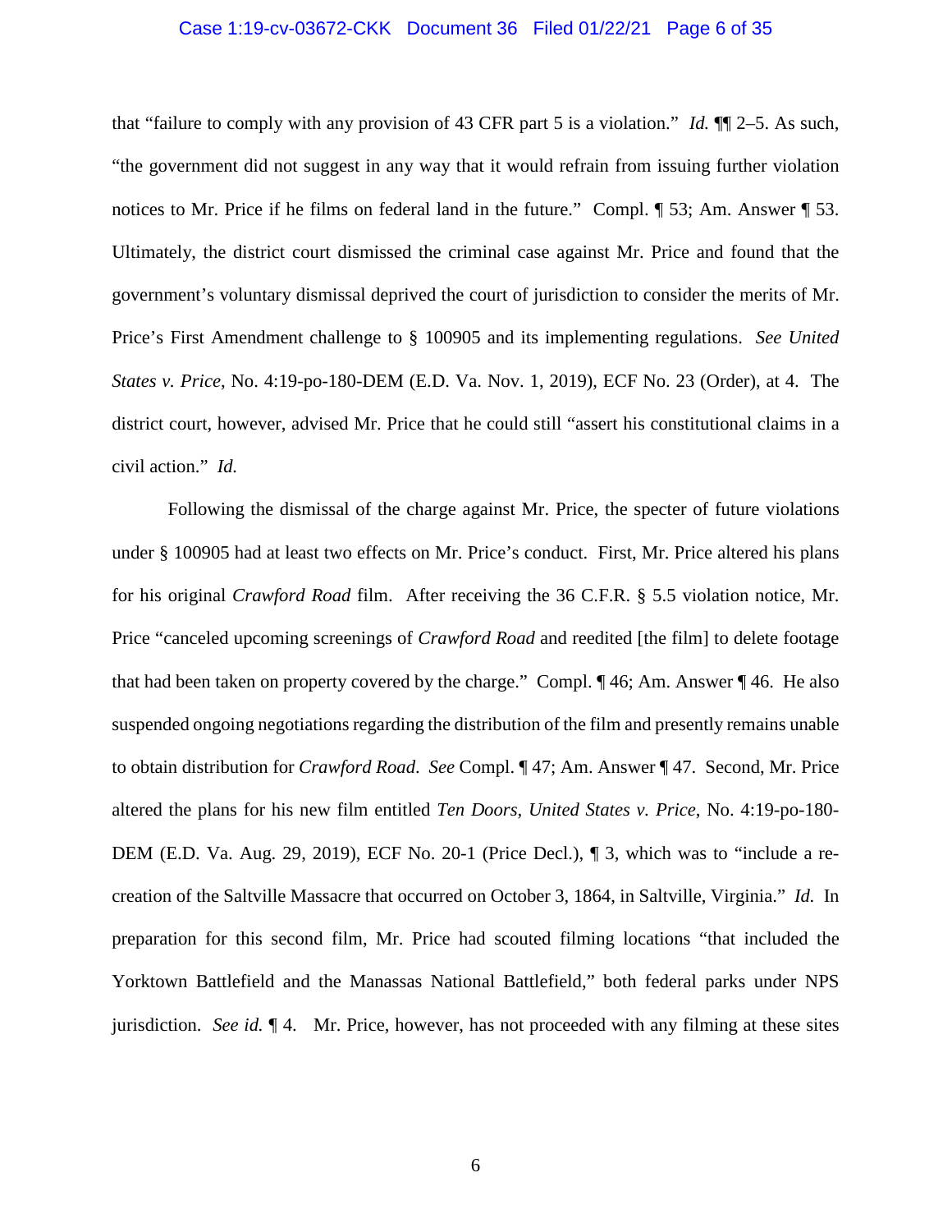that "failure to comply with any provision of 43 CFR part 5 is a violation." *Id.* ¶¶ 2–5. As such, "the government did not suggest in any way that it would refrain from issuing further violation notices to Mr. Price if he films on federal land in the future." Compl. ¶ 53; Am. Answer ¶ 53. Ultimately, the district court dismissed the criminal case against Mr. Price and found that the government's voluntary dismissal deprived the court of jurisdiction to consider the merits of Mr. Price's First Amendment challenge to § 100905 and its implementing regulations. *See United States v. Price*, No. 4:19-po-180-DEM (E.D. Va. Nov. 1, 2019), ECF No. 23 (Order), at 4. The district court, however, advised Mr. Price that he could still "assert his constitutional claims in a civil action." *Id.*

Following the dismissal of the charge against Mr. Price, the specter of future violations under § 100905 had at least two effects on Mr. Price's conduct. First, Mr. Price altered his plans for his original *Crawford Road* film. After receiving the 36 C.F.R. § 5.5 violation notice, Mr. Price "canceled upcoming screenings of *Crawford Road* and reedited [the film] to delete footage that had been taken on property covered by the charge." Compl. ¶ 46; Am. Answer ¶ 46. He also suspended ongoing negotiations regarding the distribution of the film and presently remains unable to obtain distribution for *Crawford Road*. *See* Compl. ¶ 47; Am. Answer ¶ 47. Second, Mr. Price altered the plans for his new film entitled *Ten Doors*, *United States v. Price*, No. 4:19-po-180-DEM (E.D. Va. Aug. 29, 2019), ECF No. 20-1 (Price Decl.), ¶ 3, which was to "include a re-creation of the Saltville Massacre that occurred on October 3, 1864, in Saltville, Virginia." *Id.* In preparation for this second film, Mr. Price had scouted filming locations "that included the Yorktown Battlefield and the Manassas National Battlefield," both federal parks under NPS jurisdiction. *See id.* ¶ 4. Mr. Price, however, has not proceeded with any filming at these sites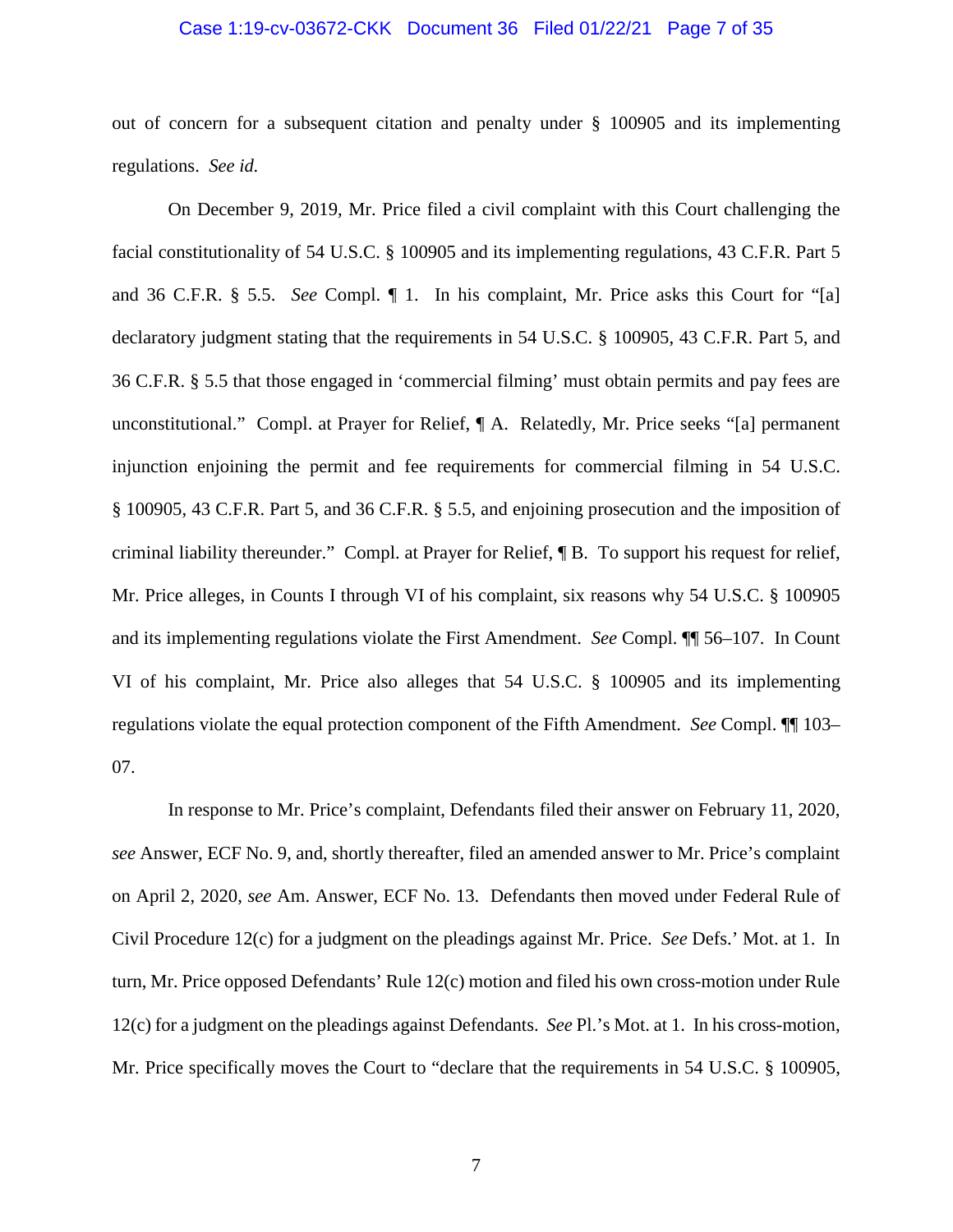out of concern for a subsequent citation and penalty under § 100905 and its implementing regulations. *See id.*

On December 9, 2019, Mr. Price filed a civil complaint with this Court challenging the facial constitutionality of 54 U.S.C. § 100905 and its implementing regulations, 43 C.F.R. Part 5 and 36 C.F.R. § 5.5. *See* Compl. ¶ 1. In his complaint, Mr. Price asks this Court for "[a] declaratory judgment stating that the requirements in 54 U.S.C. § 100905, 43 C.F.R. Part 5, and 36 C.F.R. § 5.5 that those engaged in 'commercial filming' must obtain permits and pay fees are unconstitutional." Compl. at Prayer for Relief, ¶ A. Relatedly, Mr. Price seeks "[a] permanent injunction enjoining the permit and fee requirements for commercial filming in 54 U.S.C. § 100905, 43 C.F.R. Part 5, and 36 C.F.R. § 5.5, and enjoining prosecution and the imposition of criminal liability thereunder." Compl. at Prayer for Relief, ¶ B. To support his request for relief, Mr. Price alleges, in Counts I through VI of his complaint, six reasons why 54 U.S.C. § 100905 and its implementing regulations violate the First Amendment. *See* Compl. ¶¶ 56–107. In Count VI of his complaint, Mr. Price also alleges that 54 U.S.C. § 100905 and its implementing regulations violate the equal protection component of the Fifth Amendment. *See* Compl. ¶¶ 103–07.

In response to Mr. Price's complaint, Defendants filed their answer on February 11, 2020, *see* Answer, ECF No. 9, and, shortly thereafter, filed an amended answer to Mr. Price's complaint on April 2, 2020, *see* Am. Answer, ECF No. 13. Defendants then moved under Federal Rule of Civil Procedure 12(c) for a judgment on the pleadings against Mr. Price. *See* Defs.' Mot. at 1. In turn, Mr. Price opposed Defendants' Rule 12(c) motion and filed his own cross-motion under Rule 12(c) for a judgment on the pleadings against Defendants. *See* Pl.'s Mot. at 1. In his cross-motion, Mr. Price specifically moves the Court to "declare that the requirements in 54 U.S.C. § 100905,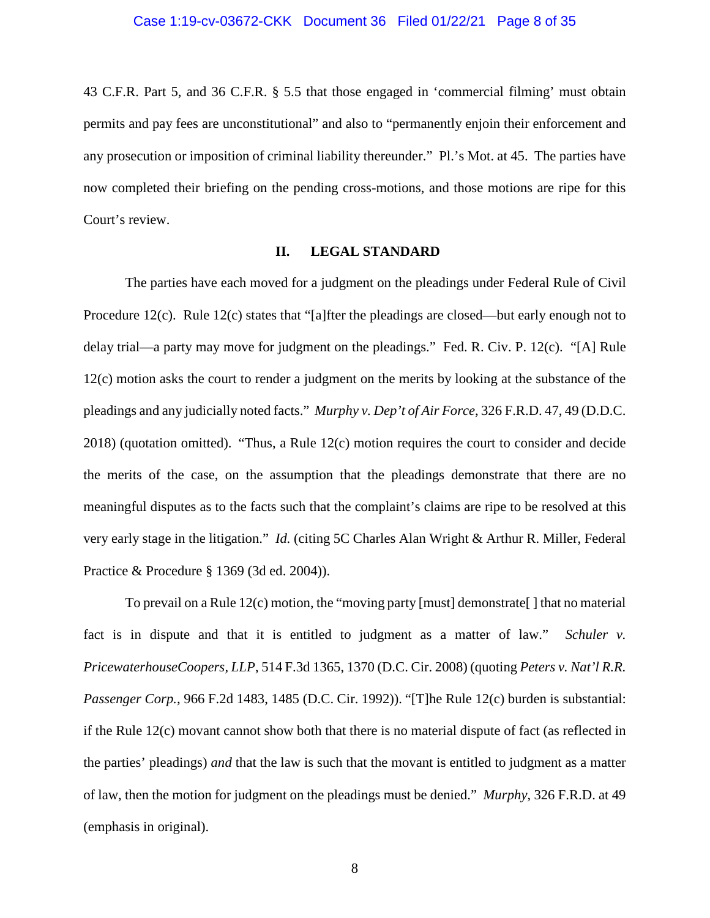43 C.F.R. Part 5, and 36 C.F.R. § 5.5 that those engaged in 'commercial filming' must obtain permits and pay fees are unconstitutional" and also to "permanently enjoin their enforcement and any prosecution or imposition of criminal liability thereunder." Pl.'s Mot. at 45. The parties have now completed their briefing on the pending cross-motions, and those motions are ripe for this Court's review.

## II. LEGAL STANDARD

The parties have each moved for a judgment on the pleadings under Federal Rule of Civil Procedure 12(c). Rule 12(c) states that "[a]fter the pleadings are closed—but early enough not to delay trial—a party may move for judgment on the pleadings." Fed. R. Civ. P. 12(c). "[A] Rule 12(c) motion asks the court to render a judgment on the merits by looking at the substance of the pleadings and any judicially noted facts." *Murphy v. Dep't of Air Force*, 326 F.R.D. 47, 49 (D.D.C. 2018) (quotation omitted). "Thus, a Rule 12(c) motion requires the court to consider and decide the merits of the case, on the assumption that the pleadings demonstrate that there are no meaningful disputes as to the facts such that the complaint's claims are ripe to be resolved at this very early stage in the litigation." *Id.* (citing 5C Charles Alan Wright & Arthur R. Miller, Federal Practice & Procedure § 1369 (3d ed. 2004)).

To prevail on a Rule 12(c) motion, the "moving party [must] demonstrate[ ] that no material fact is in dispute and that it is entitled to judgment as a matter of law." *Schuler v. PricewaterhouseCoopers, LLP*, 514 F.3d 1365, 1370 (D.C. Cir. 2008) (quoting *Peters v. Nat'l R.R. Passenger Corp.*, 966 F.2d 1483, 1485 (D.C. Cir. 1992)). "[T]he Rule 12(c) burden is substantial: if the Rule 12(c) movant cannot show both that there is no material dispute of fact (as reflected in the parties' pleadings) *and* that the law is such that the movant is entitled to judgment as a matter of law, then the motion for judgment on the pleadings must be denied." *Murphy*, 326 F.R.D. at 49 (emphasis in original).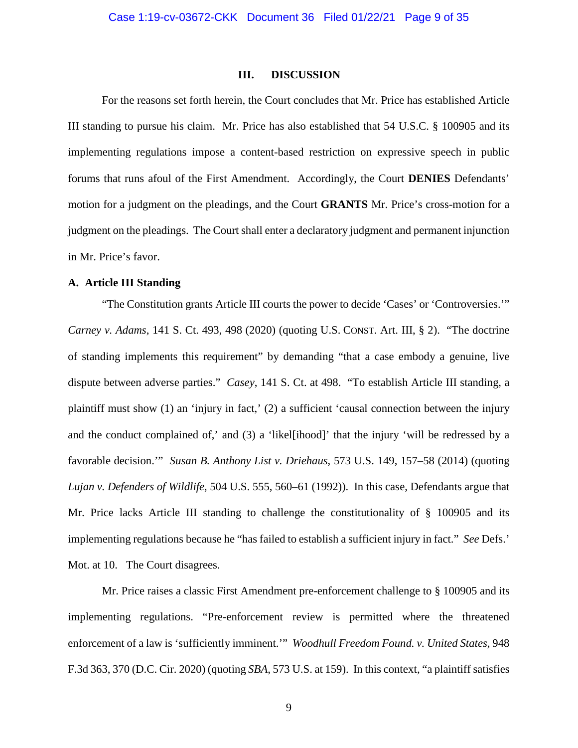## III. DISCUSSION

For the reasons set forth herein, the Court concludes that Mr. Price has established Article III standing to pursue his claim. Mr. Price has also established that 54 U.S.C. § 100905 and its implementing regulations impose a content-based restriction on expressive speech in public forums that runs afoul of the First Amendment. Accordingly, the Court **DENIES** Defendants' motion for a judgment on the pleadings, and the Court **GRANTS** Mr. Price's cross-motion for a judgment on the pleadings. The Court shall enter a declaratory judgment and permanent injunction in Mr. Price's favor.

### A. Article III Standing

"The Constitution grants Article III courts the power to decide 'Cases' or 'Controversies.'" *Carney v. Adams*, 141 S. Ct. 493, 498 (2020) (quoting U.S. CONST. Art. III, § 2). "The doctrine of standing implements this requirement" by demanding "that a case embody a genuine, live dispute between adverse parties." *Casey*, 141 S. Ct. at 498. "To establish Article III standing, a plaintiff must show (1) an 'injury in fact,' (2) a sufficient 'causal connection between the injury and the conduct complained of,' and (3) a 'likel[ihood]' that the injury 'will be redressed by a favorable decision.'" *Susan B. Anthony List v. Driehaus*, 573 U.S. 149, 157–58 (2014) (quoting *Lujan v. Defenders of Wildlife*, 504 U.S. 555, 560–61 (1992)). In this case, Defendants argue that Mr. Price lacks Article III standing to challenge the constitutionality of § 100905 and its implementing regulations because he "has failed to establish a sufficient injury in fact." *See* Defs.' Mot. at 10. The Court disagrees.

Mr. Price raises a classic First Amendment pre-enforcement challenge to § 100905 and its implementing regulations. "Pre-enforcement review is permitted where the threatened enforcement of a law is 'sufficiently imminent.'" *Woodhull Freedom Found. v. United States*, 948 F.3d 363, 370 (D.C. Cir. 2020) (quoting *SBA*, 573 U.S. at 159). In this context, "a plaintiff satisfies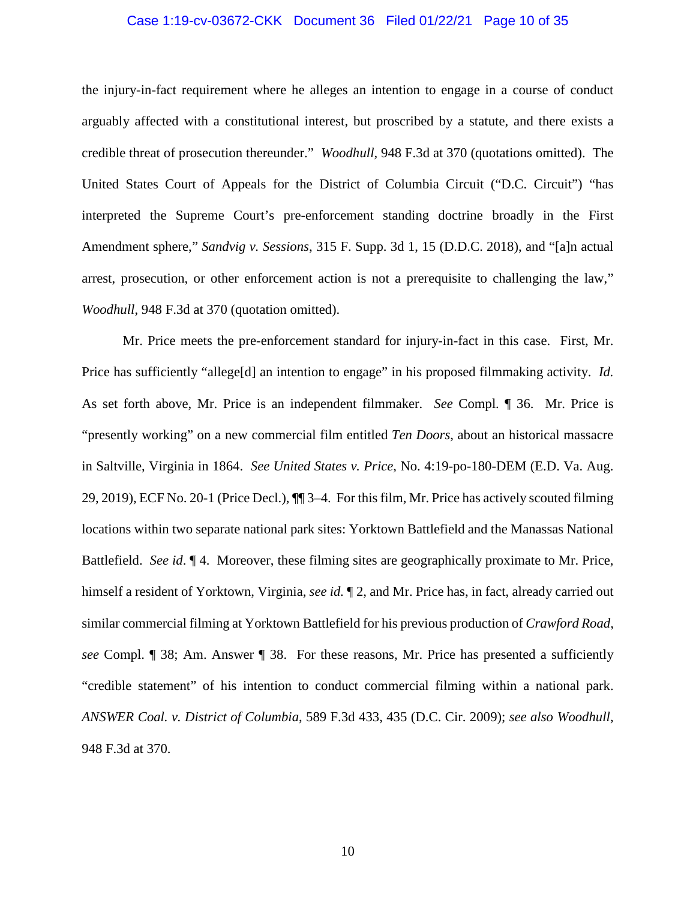the injury-in-fact requirement where he alleges an intention to engage in a course of conduct arguably affected with a constitutional interest, but proscribed by a statute, and there exists a credible threat of prosecution thereunder." *Woodhull*, 948 F.3d at 370 (quotations omitted). The United States Court of Appeals for the District of Columbia Circuit ("D.C. Circuit") "has interpreted the Supreme Court's pre-enforcement standing doctrine broadly in the First Amendment sphere," *Sandvig v. Sessions*, 315 F. Supp. 3d 1, 15 (D.D.C. 2018), and "[a]n actual arrest, prosecution, or other enforcement action is not a prerequisite to challenging the law," *Woodhull*, 948 F.3d at 370 (quotation omitted).

Mr. Price meets the pre-enforcement standard for injury-in-fact in this case. First, Mr. Price has sufficiently "allege[d] an intention to engage" in his proposed filmmaking activity. *Id.* As set forth above, Mr. Price is an independent filmmaker. *See* Compl. ¶ 36. Mr. Price is "presently working" on a new commercial film entitled *Ten Doors*, about an historical massacre in Saltville, Virginia in 1864. *See United States v. Price*, No. 4:19-po-180-DEM (E.D. Va. Aug. 29, 2019), ECF No. 20-1 (Price Decl.), ¶¶ 3–4. For this film, Mr. Price has actively scouted filming locations within two separate national park sites: Yorktown Battlefield and the Manassas National Battlefield. *See id*. ¶ 4. Moreover, these filming sites are geographically proximate to Mr. Price, himself a resident of Yorktown, Virginia, *see id.* ¶ 2, and Mr. Price has, in fact, already carried out similar commercial filming at Yorktown Battlefield for his previous production of *Crawford Road*, *see* Compl. ¶ 38; Am. Answer ¶ 38. For these reasons, Mr. Price has presented a sufficiently "credible statement" of his intention to conduct commercial filming within a national park. *ANSWER Coal. v. District of Columbia*, 589 F.3d 433, 435 (D.C. Cir. 2009); *see also Woodhull*, 948 F.3d at 370.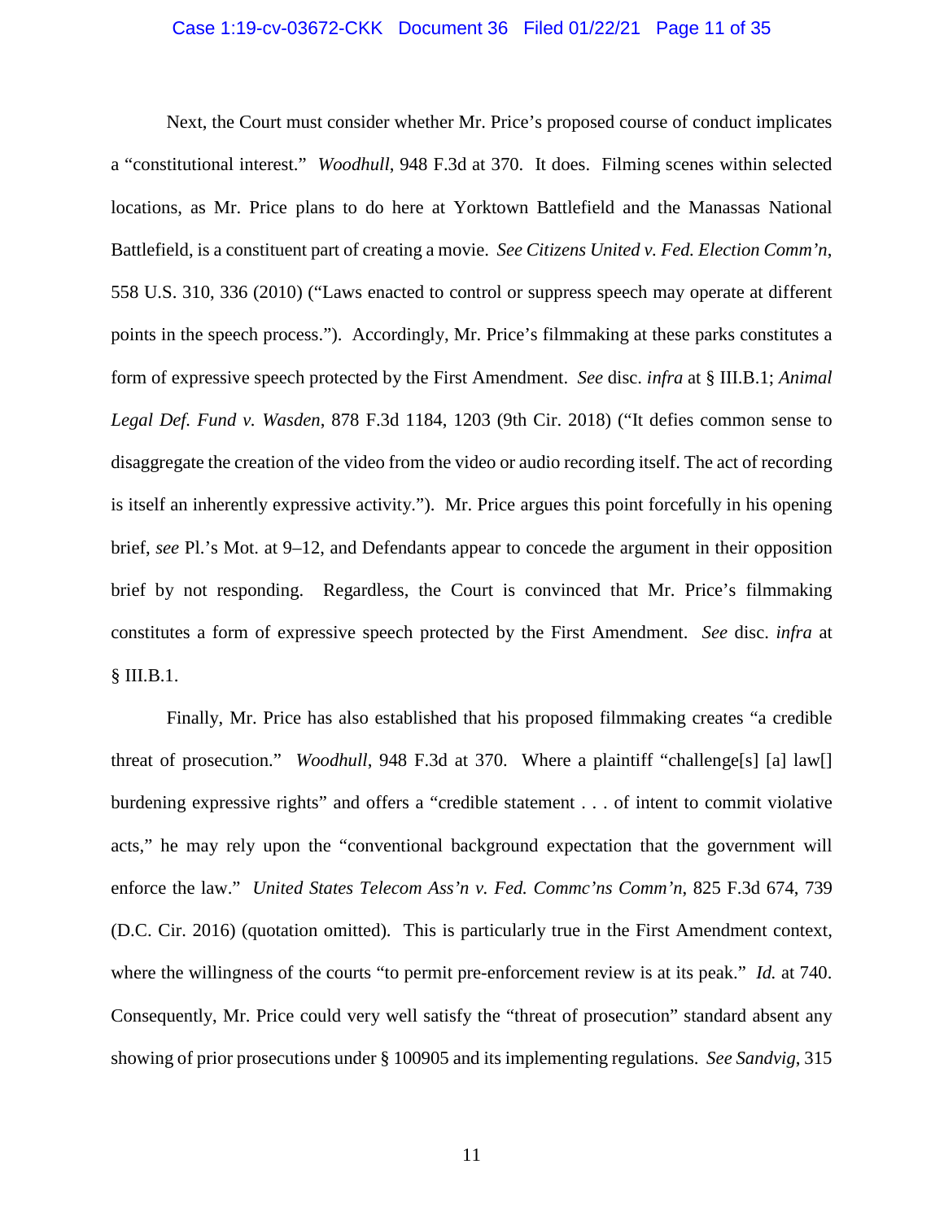Next, the Court must consider whether Mr. Price's proposed course of conduct implicates a "constitutional interest." *Woodhull*, 948 F.3d at 370. It does. Filming scenes within selected locations, as Mr. Price plans to do here at Yorktown Battlefield and the Manassas National Battlefield, is a constituent part of creating a movie. *See Citizens United v. Fed. Election Comm'n*, 558 U.S. 310, 336 (2010) ("Laws enacted to control or suppress speech may operate at different points in the speech process."). Accordingly, Mr. Price's filmmaking at these parks constitutes a form of expressive speech protected by the First Amendment. *See* disc. *infra* at § III.B.1; *Animal Legal Def. Fund v. Wasden*, 878 F.3d 1184, 1203 (9th Cir. 2018) ("It defies common sense to disaggregate the creation of the video from the video or audio recording itself. The act of recording is itself an inherently expressive activity."). Mr. Price argues this point forcefully in his opening brief, *see* Pl.'s Mot. at 9–12, and Defendants appear to concede the argument in their opposition brief by not responding. Regardless, the Court is convinced that Mr. Price's filmmaking constitutes a form of expressive speech protected by the First Amendment. *See* disc. *infra* at § III.B.1.

Finally, Mr. Price has also established that his proposed filmmaking creates "a credible threat of prosecution." *Woodhull*, 948 F.3d at 370. Where a plaintiff "challenge[s] [a] law[] burdening expressive rights" and offers a "credible statement . . . of intent to commit violative acts," he may rely upon the "conventional background expectation that the government will enforce the law." *United States Telecom Ass'n v. Fed. Commc'ns Comm'n*, 825 F.3d 674, 739 (D.C. Cir. 2016) (quotation omitted). This is particularly true in the First Amendment context, where the willingness of the courts "to permit pre-enforcement review is at its peak." *Id.* at 740. Consequently, Mr. Price could very well satisfy the "threat of prosecution" standard absent any showing of prior prosecutions under § 100905 and its implementing regulations. *See Sandvig*, 315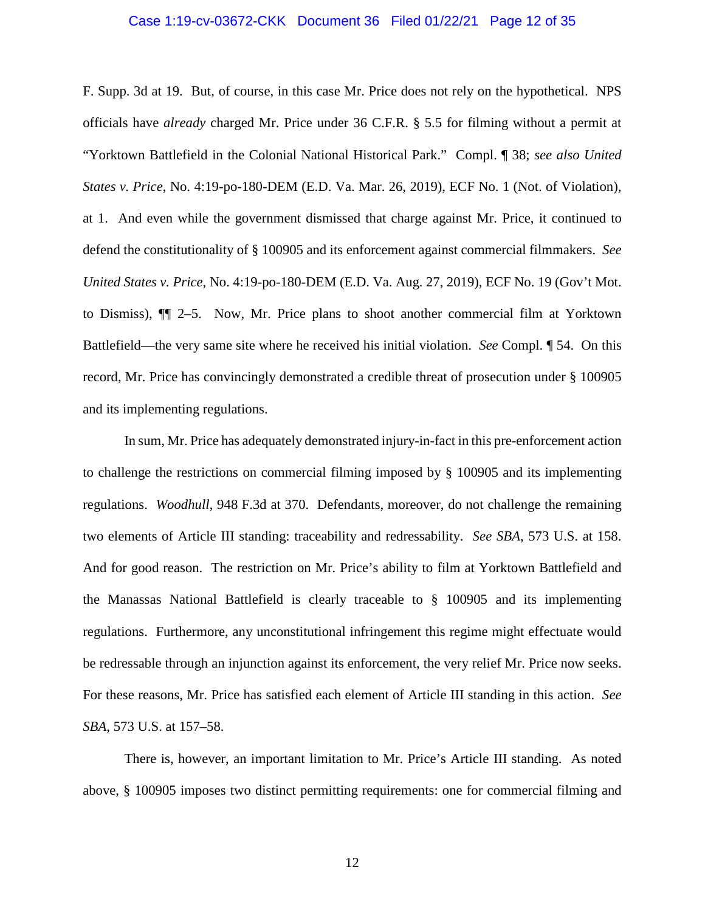F. Supp. 3d at 19. But, of course, in this case Mr. Price does not rely on the hypothetical. NPS officials have *already* charged Mr. Price under 36 C.F.R. § 5.5 for filming without a permit at "Yorktown Battlefield in the Colonial National Historical Park." Compl. ¶ 38; *see also United States v. Price*, No. 4:19-po-180-DEM (E.D. Va. Mar. 26, 2019), ECF No. 1 (Not. of Violation), at 1. And even while the government dismissed that charge against Mr. Price, it continued to defend the constitutionality of § 100905 and its enforcement against commercial filmmakers. *See United States v. Price*, No. 4:19-po-180-DEM (E.D. Va. Aug. 27, 2019), ECF No. 19 (Gov't Mot. to Dismiss), ¶¶ 2–5. Now, Mr. Price plans to shoot another commercial film at Yorktown Battlefield—the very same site where he received his initial violation. *See* Compl. ¶ 54. On this record, Mr. Price has convincingly demonstrated a credible threat of prosecution under § 100905 and its implementing regulations.

In sum, Mr. Price has adequately demonstrated injury-in-fact in this pre-enforcement action to challenge the restrictions on commercial filming imposed by § 100905 and its implementing regulations. *Woodhull*, 948 F.3d at 370. Defendants, moreover, do not challenge the remaining two elements of Article III standing: traceability and redressability. *See SBA*, 573 U.S. at 158. And for good reason. The restriction on Mr. Price's ability to film at Yorktown Battlefield and the Manassas National Battlefield is clearly traceable to § 100905 and its implementing regulations. Furthermore, any unconstitutional infringement this regime might effectuate would be redressable through an injunction against its enforcement, the very relief Mr. Price now seeks. For these reasons, Mr. Price has satisfied each element of Article III standing in this action. *See SBA*, 573 U.S. at 157–58.

There is, however, an important limitation to Mr. Price's Article III standing. As noted above, § 100905 imposes two distinct permitting requirements: one for commercial filming and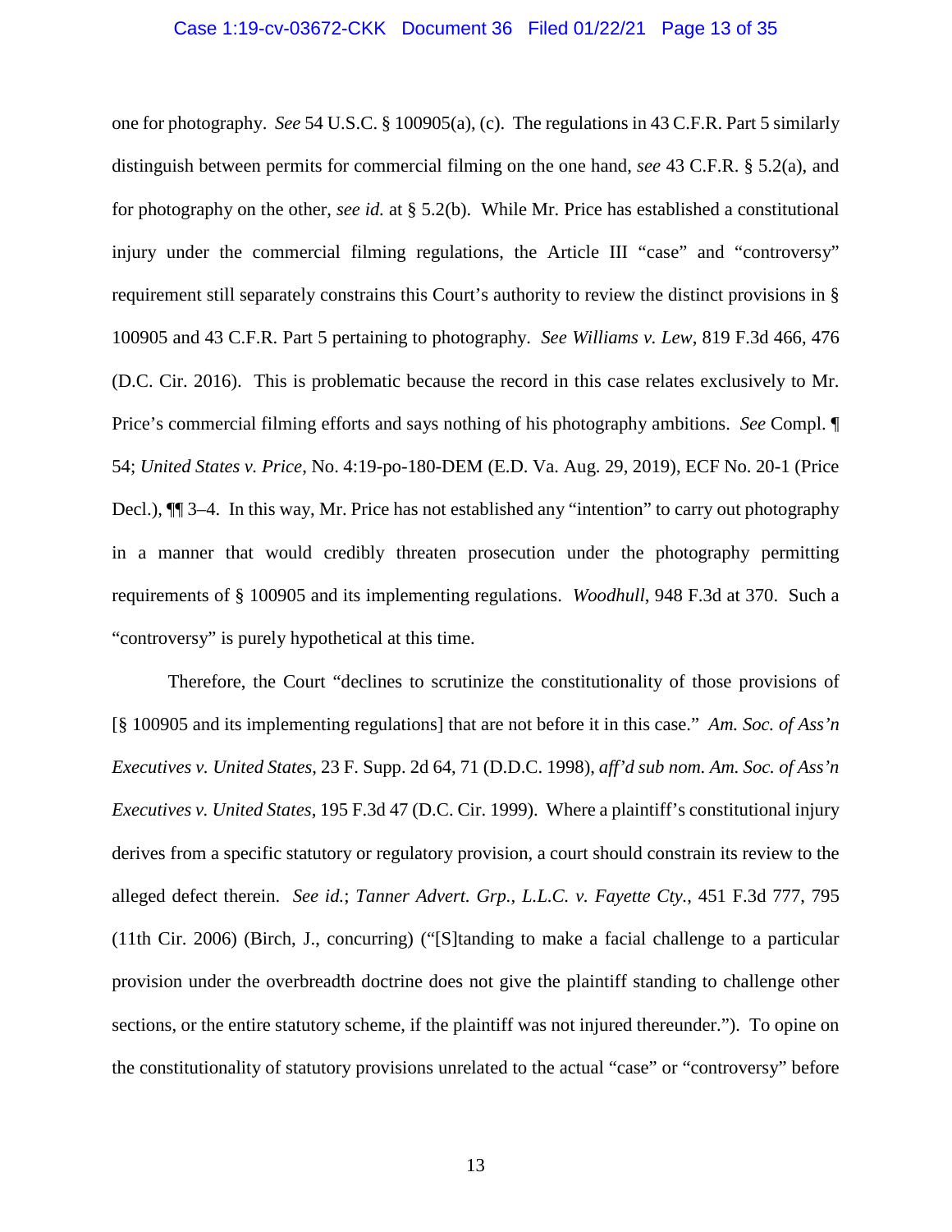one for photography. *See* 54 U.S.C. § 100905(a), (c). The regulations in 43 C.F.R. Part 5 similarly distinguish between permits for commercial filming on the one hand, *see* 43 C.F.R. § 5.2(a), and for photography on the other, *see id.* at § 5.2(b). While Mr. Price has established a constitutional injury under the commercial filming regulations, the Article III "case" and "controversy" requirement still separately constrains this Court's authority to review the distinct provisions in § 100905 and 43 C.F.R. Part 5 pertaining to photography. *See Williams v. Lew*, 819 F.3d 466, 476 (D.C. Cir. 2016). This is problematic because the record in this case relates exclusively to Mr. Price's commercial filming efforts and says nothing of his photography ambitions. *See* Compl. ¶ 54; *United States v. Price*, No. 4:19-po-180-DEM (E.D. Va. Aug. 29, 2019), ECF No. 20-1 (Price Decl.), ¶¶ 3–4. In this way, Mr. Price has not established any "intention" to carry out photography in a manner that would credibly threaten prosecution under the photography permitting requirements of § 100905 and its implementing regulations. *Woodhull*, 948 F.3d at 370. Such a "controversy" is purely hypothetical at this time.

Therefore, the Court "declines to scrutinize the constitutionality of those provisions of [§ 100905 and its implementing regulations] that are not before it in this case." *Am. Soc. of Ass'n Executives v. United States*, 23 F. Supp. 2d 64, 71 (D.D.C. 1998), *aff'd sub nom. Am. Soc. of Ass'n Executives v. United States*, 195 F.3d 47 (D.C. Cir. 1999). Where a plaintiff's constitutional injury derives from a specific statutory or regulatory provision, a court should constrain its review to the alleged defect therein. *See id.*; *Tanner Advert. Grp., L.L.C. v. Fayette Cty.*, 451 F.3d 777, 795 (11th Cir. 2006) (Birch, J., concurring) ("[S]tanding to make a facial challenge to a particular provision under the overbreadth doctrine does not give the plaintiff standing to challenge other sections, or the entire statutory scheme, if the plaintiff was not injured thereunder."). To opine on the constitutionality of statutory provisions unrelated to the actual "case" or "controversy" before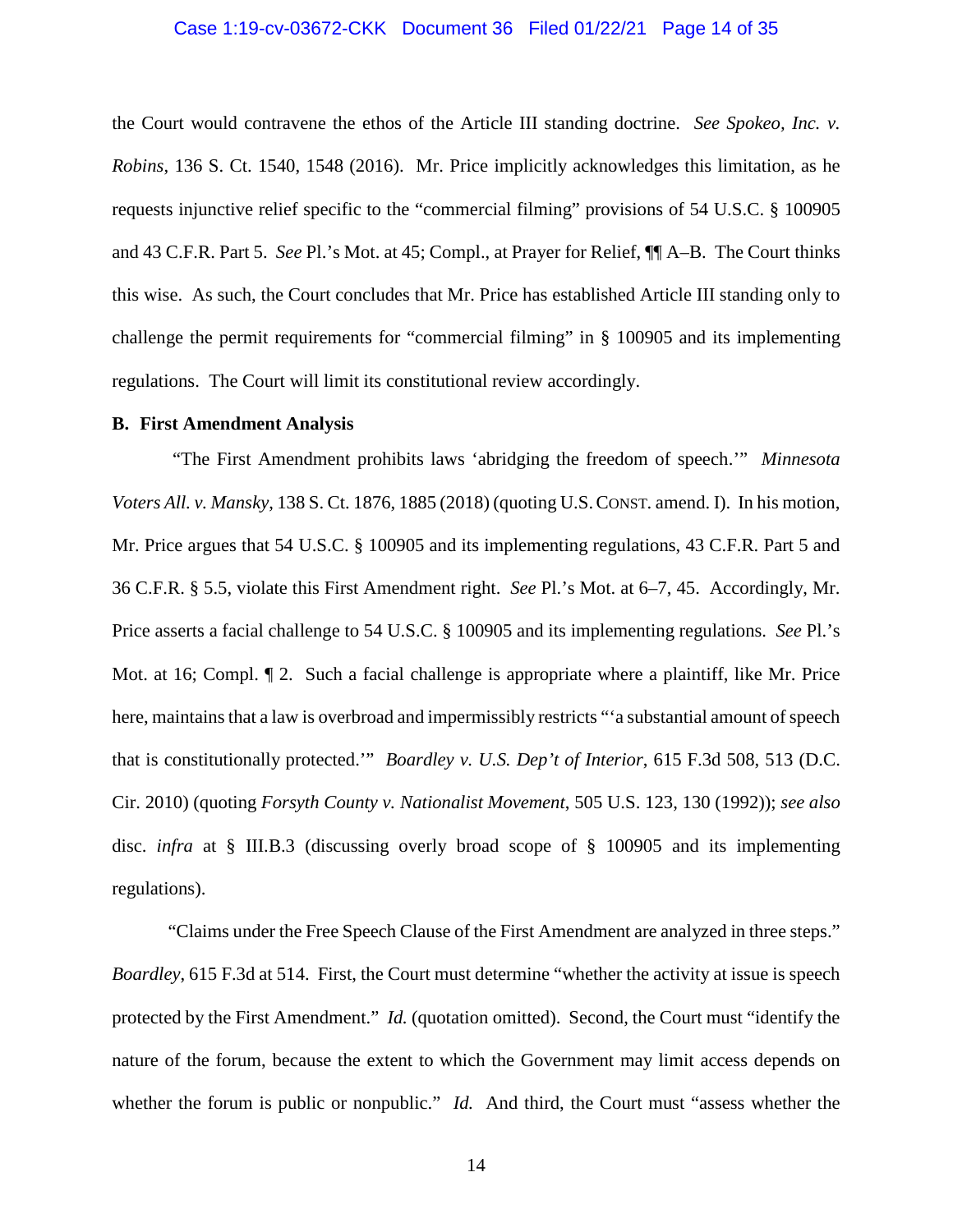the Court would contravene the ethos of the Article III standing doctrine. *See Spokeo, Inc. v. Robins*, 136 S. Ct. 1540, 1548 (2016). Mr. Price implicitly acknowledges this limitation, as he requests injunctive relief specific to the "commercial filming" provisions of 54 U.S.C. § 100905 and 43 C.F.R. Part 5. *See* Pl.'s Mot. at 45; Compl., at Prayer for Relief, ¶¶ A–B. The Court thinks this wise. As such, the Court concludes that Mr. Price has established Article III standing only to challenge the permit requirements for "commercial filming" in § 100905 and its implementing regulations. The Court will limit its constitutional review accordingly.

**B. First Amendment Analysis**

"The First Amendment prohibits laws 'abridging the freedom of speech.'" *Minnesota Voters All. v. Mansky*, 138 S. Ct. 1876, 1885 (2018) (quoting U.S. CONST. amend. I). In his motion, Mr. Price argues that 54 U.S.C. § 100905 and its implementing regulations, 43 C.F.R. Part 5 and 36 C.F.R. § 5.5, violate this First Amendment right. *See* Pl.'s Mot. at 6–7, 45. Accordingly, Mr. Price asserts a facial challenge to 54 U.S.C. § 100905 and its implementing regulations. *See* Pl.'s Mot. at 16; Compl. ¶ 2. Such a facial challenge is appropriate where a plaintiff, like Mr. Price here, maintains that a law is overbroad and impermissibly restricts "'a substantial amount of speech that is constitutionally protected.'" *Boardley v. U.S. Dep't of Interior*, 615 F.3d 508, 513 (D.C. Cir. 2010) (quoting *Forsyth County v. Nationalist Movement*, 505 U.S. 123, 130 (1992)); *see also* disc. *infra* at § III.B.3 (discussing overly broad scope of § 100905 and its implementing regulations).

"Claims under the Free Speech Clause of the First Amendment are analyzed in three steps." *Boardley*, 615 F.3d at 514. First, the Court must determine "whether the activity at issue is speech protected by the First Amendment." *Id.* (quotation omitted). Second, the Court must "identify the nature of the forum, because the extent to which the Government may limit access depends on whether the forum is public or nonpublic." *Id.* And third, the Court must "assess whether the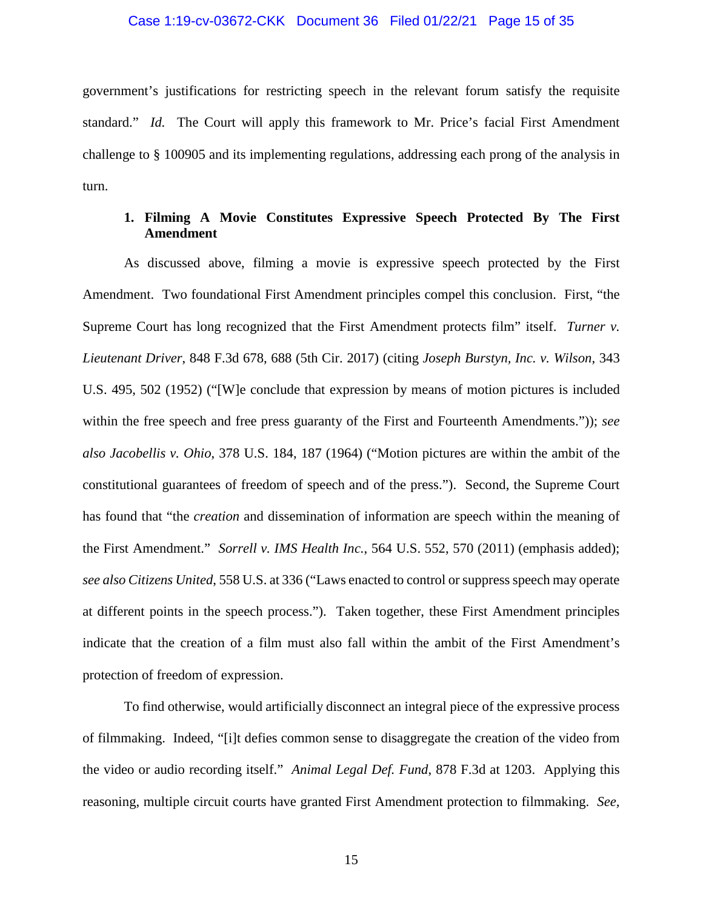government's justifications for restricting speech in the relevant forum satisfy the requisite standard." *Id.* The Court will apply this framework to Mr. Price's facial First Amendment challenge to § 100905 and its implementing regulations, addressing each prong of the analysis in turn.

### 1. Filming A Movie Constitutes Expressive Speech Protected By The First Amendment

As discussed above, filming a movie is expressive speech protected by the First Amendment. Two foundational First Amendment principles compel this conclusion. First, "the Supreme Court has long recognized that the First Amendment protects film" itself. *Turner v. Lieutenant Driver*, 848 F.3d 678, 688 (5th Cir. 2017) (citing *Joseph Burstyn, Inc. v. Wilson*, 343 U.S. 495, 502 (1952) ("[W]e conclude that expression by means of motion pictures is included within the free speech and free press guaranty of the First and Fourteenth Amendments.")); *see also Jacobellis v. Ohio*, 378 U.S. 184, 187 (1964) ("Motion pictures are within the ambit of the constitutional guarantees of freedom of speech and of the press."). Second, the Supreme Court has found that "the *creation* and dissemination of information are speech within the meaning of the First Amendment." *Sorrell v. IMS Health Inc.*, 564 U.S. 552, 570 (2011) (emphasis added); *see also Citizens United*, 558 U.S. at 336 ("Laws enacted to control or suppress speech may operate at different points in the speech process."). Taken together, these First Amendment principles indicate that the creation of a film must also fall within the ambit of the First Amendment's protection of freedom of expression.

To find otherwise, would artificially disconnect an integral piece of the expressive process of filmmaking. Indeed, "[i]t defies common sense to disaggregate the creation of the video from the video or audio recording itself." *Animal Legal Def. Fund*, 878 F.3d at 1203. Applying this reasoning, multiple circuit courts have granted First Amendment protection to filmmaking. *See,*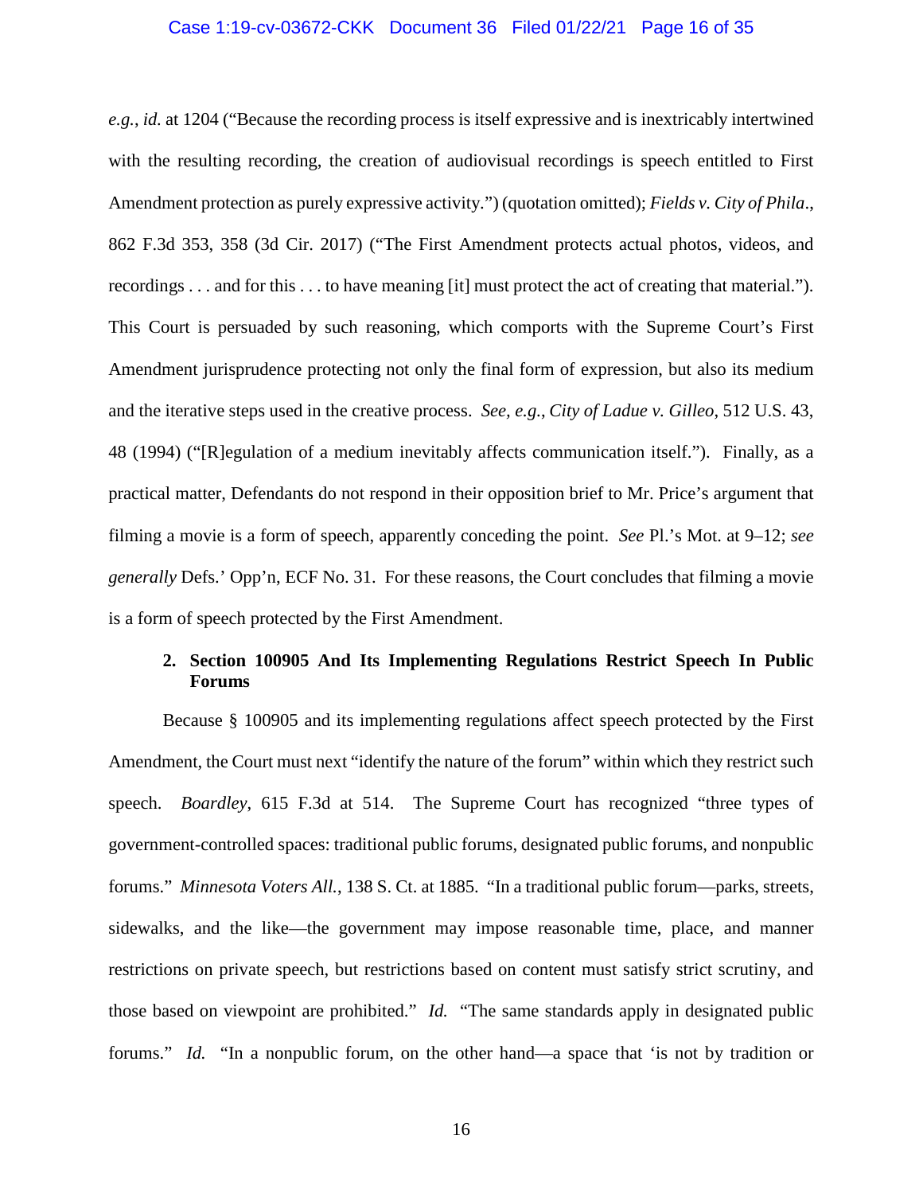*e.g.*, *id.* at 1204 ("Because the recording process is itself expressive and is inextricably intertwined with the resulting recording, the creation of audiovisual recordings is speech entitled to First Amendment protection as purely expressive activity.") (quotation omitted); *Fields v. City of Phila*., 862 F.3d 353, 358 (3d Cir. 2017) ("The First Amendment protects actual photos, videos, and recordings . . . and for this . . . to have meaning [it] must protect the act of creating that material."). This Court is persuaded by such reasoning, which comports with the Supreme Court's First Amendment jurisprudence protecting not only the final form of expression, but also its medium and the iterative steps used in the creative process. *See, e.g.*, *City of Ladue v. Gilleo*, 512 U.S. 43, 48 (1994) ("[R]egulation of a medium inevitably affects communication itself."). Finally, as a practical matter, Defendants do not respond in their opposition brief to Mr. Price's argument that filming a movie is a form of speech, apparently conceding the point. *See* Pl.'s Mot. at 9–12; *see generally* Defs.' Opp'n, ECF No. 31. For these reasons, the Court concludes that filming a movie is a form of speech protected by the First Amendment.

**2. Section 100905 And Its Implementing Regulations Restrict Speech In Public Forums**

Because § 100905 and its implementing regulations affect speech protected by the First Amendment, the Court must next "identify the nature of the forum" within which they restrict such speech. *Boardley*, 615 F.3d at 514. The Supreme Court has recognized "three types of government-controlled spaces: traditional public forums, designated public forums, and nonpublic forums." *Minnesota Voters All.*, 138 S. Ct. at 1885. "In a traditional public forum—parks, streets, sidewalks, and the like—the government may impose reasonable time, place, and manner restrictions on private speech, but restrictions based on content must satisfy strict scrutiny, and those based on viewpoint are prohibited." *Id.* "The same standards apply in designated public forums." *Id.* "In a nonpublic forum, on the other hand—a space that 'is not by tradition or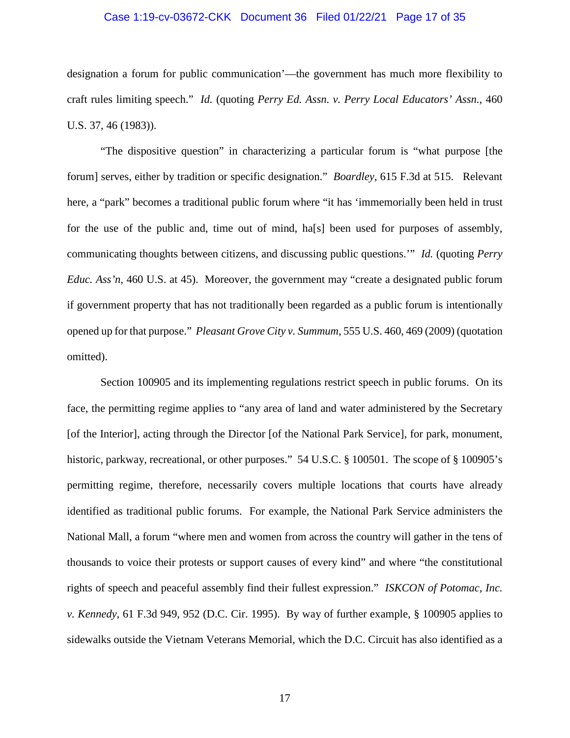designation a forum for public communication'—the government has much more flexibility to craft rules limiting speech." *Id.* (quoting *Perry Ed. Assn. v. Perry Local Educators' Assn.*, 460 U.S. 37, 46 (1983)).

"The dispositive question" in characterizing a particular forum is "what purpose [the forum] serves, either by tradition or specific designation." *Boardley*, 615 F.3d at 515. Relevant here, a "park" becomes a traditional public forum where "it has 'immemorially been held in trust for the use of the public and, time out of mind, ha[s] been used for purposes of assembly, communicating thoughts between citizens, and discussing public questions.'" *Id.* (quoting *Perry Educ. Ass'n*, 460 U.S. at 45). Moreover, the government may "create a designated public forum if government property that has not traditionally been regarded as a public forum is intentionally opened up for that purpose." *Pleasant Grove City v. Summum*, 555 U.S. 460, 469 (2009) (quotation omitted).

Section 100905 and its implementing regulations restrict speech in public forums. On its face, the permitting regime applies to "any area of land and water administered by the Secretary [of the Interior], acting through the Director [of the National Park Service], for park, monument, historic, parkway, recreational, or other purposes." 54 U.S.C. § 100501. The scope of § 100905's permitting regime, therefore, necessarily covers multiple locations that courts have already identified as traditional public forums. For example, the National Park Service administers the National Mall, a forum "where men and women from across the country will gather in the tens of thousands to voice their protests or support causes of every kind" and where "the constitutional rights of speech and peaceful assembly find their fullest expression." *ISKCON of Potomac, Inc. v. Kennedy*, 61 F.3d 949, 952 (D.C. Cir. 1995). By way of further example, § 100905 applies to sidewalks outside the Vietnam Veterans Memorial, which the D.C. Circuit has also identified as a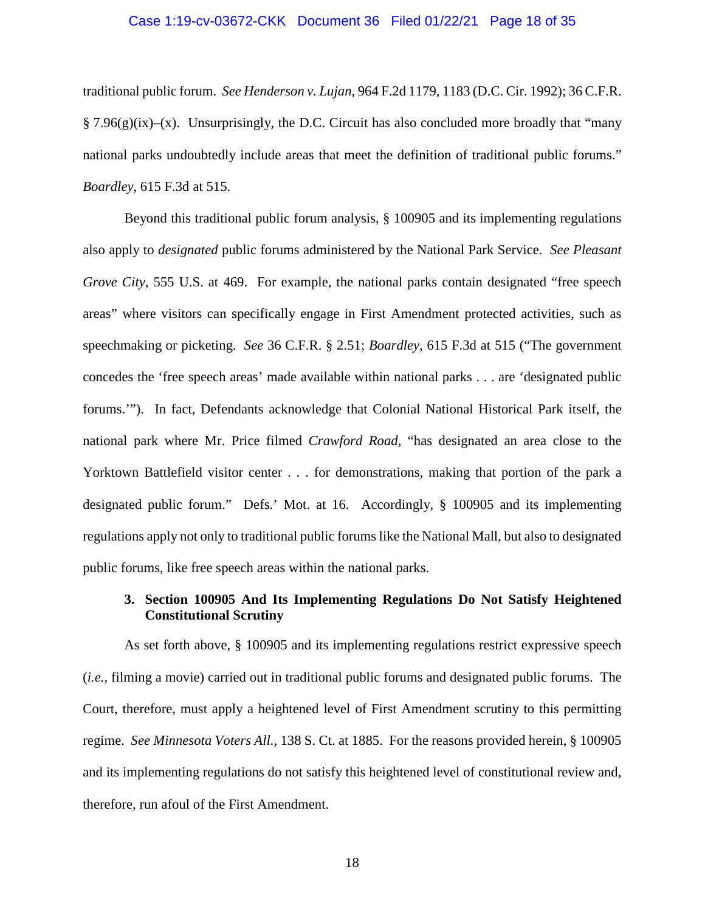traditional public forum. *See Henderson v. Lujan*, 964 F.2d 1179, 1183 (D.C. Cir. 1992); 36 C.F.R. § 7.96(g)(ix)–(x). Unsurprisingly, the D.C. Circuit has also concluded more broadly that "many national parks undoubtedly include areas that meet the definition of traditional public forums." *Boardley*, 615 F.3d at 515.

Beyond this traditional public forum analysis, § 100905 and its implementing regulations also apply to *designated* public forums administered by the National Park Service. *See Pleasant Grove City*, 555 U.S. at 469. For example, the national parks contain designated "free speech areas" where visitors can specifically engage in First Amendment protected activities, such as speechmaking or picketing. *See* 36 C.F.R. § 2.51; *Boardley*, 615 F.3d at 515 ("The government concedes the 'free speech areas' made available within national parks . . . are 'designated public forums.'"). In fact, Defendants acknowledge that Colonial National Historical Park itself, the national park where Mr. Price filmed *Crawford Road*, "has designated an area close to the Yorktown Battlefield visitor center . . . for demonstrations, making that portion of the park a designated public forum." Defs.' Mot. at 16. Accordingly, § 100905 and its implementing regulations apply not only to traditional public forums like the National Mall, but also to designated public forums, like free speech areas within the national parks.

### 3. Section 100905 And Its Implementing Regulations Do Not Satisfy Heightened Constitutional Scrutiny

As set forth above, § 100905 and its implementing regulations restrict expressive speech (*i.e.*, filming a movie) carried out in traditional public forums and designated public forums. The Court, therefore, must apply a heightened level of First Amendment scrutiny to this permitting regime. *See Minnesota Voters All.*, 138 S. Ct. at 1885. For the reasons provided herein, § 100905 and its implementing regulations do not satisfy this heightened level of constitutional review and, therefore, run afoul of the First Amendment.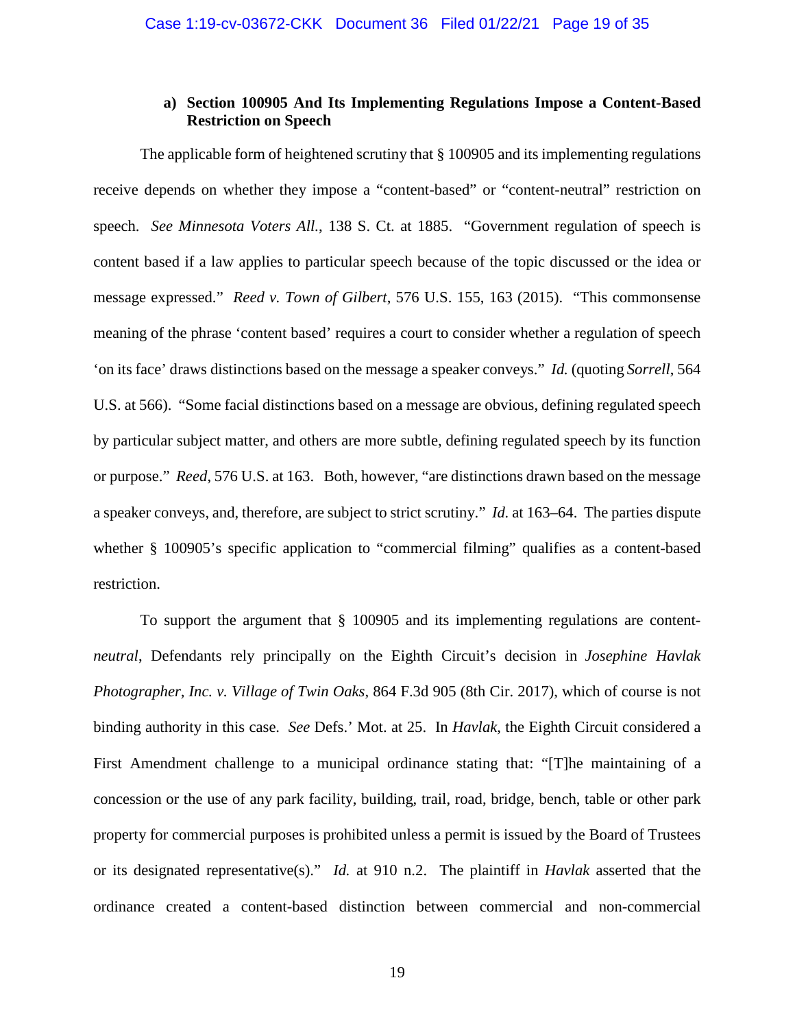#### a) Section 100905 And Its Implementing Regulations Impose a Content-Based Restriction on Speech

The applicable form of heightened scrutiny that § 100905 and its implementing regulations receive depends on whether they impose a "content-based" or "content-neutral" restriction on speech. *See Minnesota Voters All.*, 138 S. Ct. at 1885. "Government regulation of speech is content based if a law applies to particular speech because of the topic discussed or the idea or message expressed." *Reed v. Town of Gilbert*, 576 U.S. 155, 163 (2015). "This commonsense meaning of the phrase 'content based' requires a court to consider whether a regulation of speech 'on its face' draws distinctions based on the message a speaker conveys." *Id.* (quoting *Sorrell*, 564 U.S. at 566). "Some facial distinctions based on a message are obvious, defining regulated speech by particular subject matter, and others are more subtle, defining regulated speech by its function or purpose." *Reed*, 576 U.S. at 163. Both, however, "are distinctions drawn based on the message a speaker conveys, and, therefore, are subject to strict scrutiny." *Id.* at 163–64. The parties dispute whether § 100905's specific application to "commercial filming" qualifies as a content-based restriction.

To support the argument that § 100905 and its implementing regulations are content-*neutral*, Defendants rely principally on the Eighth Circuit's decision in *Josephine Havlak Photographer, Inc. v. Village of Twin Oaks*, 864 F.3d 905 (8th Cir. 2017), which of course is not binding authority in this case. *See* Defs.' Mot. at 25. In *Havlak*, the Eighth Circuit considered a First Amendment challenge to a municipal ordinance stating that: "[T]he maintaining of a concession or the use of any park facility, building, trail, road, bridge, bench, table or other park property for commercial purposes is prohibited unless a permit is issued by the Board of Trustees or its designated representative(s)." *Id.* at 910 n.2. The plaintiff in *Havlak* asserted that the ordinance created a content-based distinction between commercial and non-commercial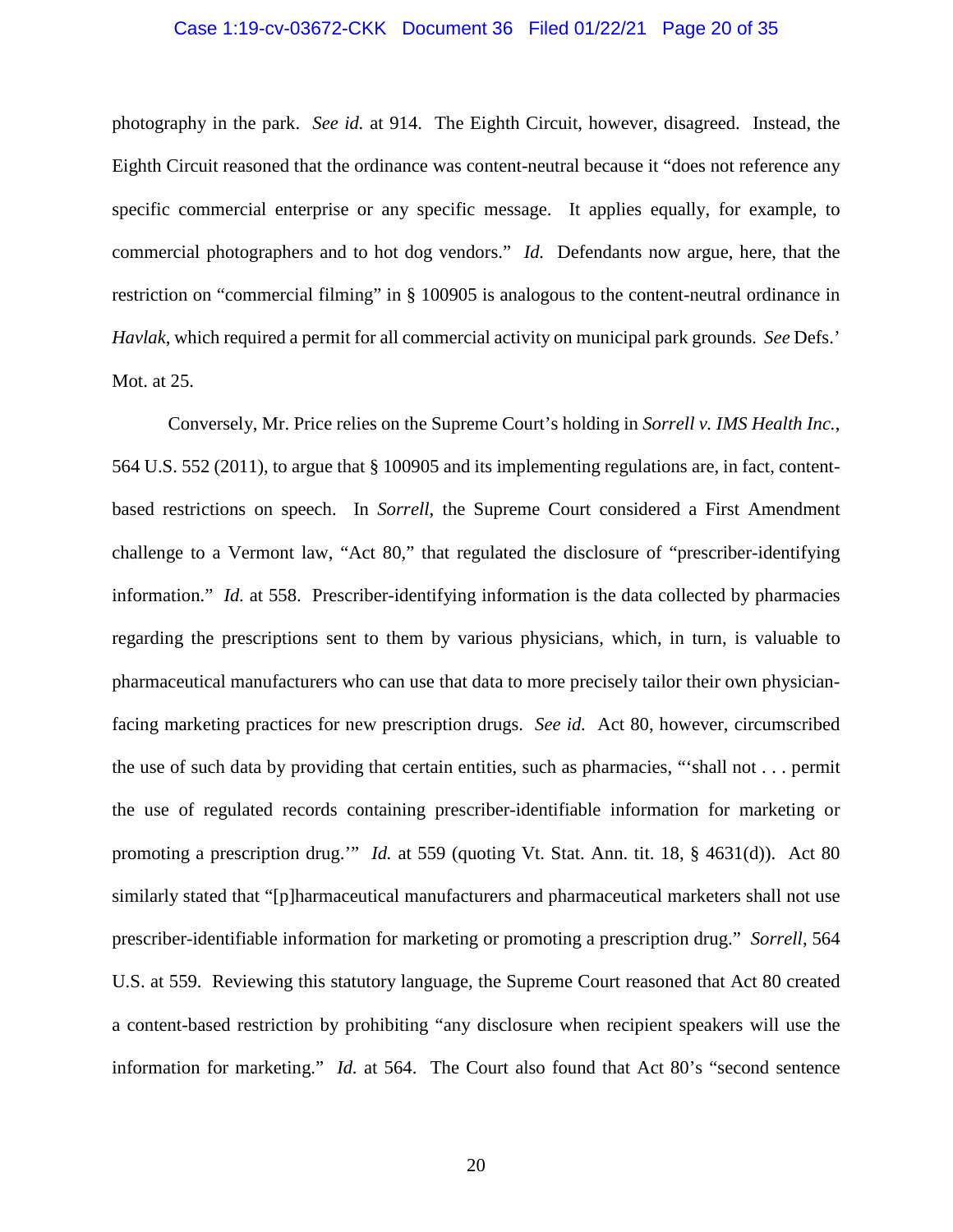photography in the park. *See id.* at 914. The Eighth Circuit, however, disagreed. Instead, the Eighth Circuit reasoned that the ordinance was content-neutral because it "does not reference any specific commercial enterprise or any specific message. It applies equally, for example, to commercial photographers and to hot dog vendors." *Id.* Defendants now argue, here, that the restriction on "commercial filming" in § 100905 is analogous to the content-neutral ordinance in *Havlak*, which required a permit for all commercial activity on municipal park grounds. *See* Defs.' Mot. at 25.

Conversely, Mr. Price relies on the Supreme Court's holding in *Sorrell v. IMS Health Inc.*, 564 U.S. 552 (2011), to argue that § 100905 and its implementing regulations are, in fact, content-based restrictions on speech. In *Sorrell*, the Supreme Court considered a First Amendment challenge to a Vermont law, "Act 80," that regulated the disclosure of "prescriber-identifying information." *Id.* at 558. Prescriber-identifying information is the data collected by pharmacies regarding the prescriptions sent to them by various physicians, which, in turn, is valuable to pharmaceutical manufacturers who can use that data to more precisely tailor their own physician-facing marketing practices for new prescription drugs. *See id.* Act 80, however, circumscribed the use of such data by providing that certain entities, such as pharmacies, "'shall not . . . permit the use of regulated records containing prescriber-identifiable information for marketing or promoting a prescription drug.'" *Id.* at 559 (quoting Vt. Stat. Ann. tit. 18, § 4631(d)). Act 80 similarly stated that "[p]harmaceutical manufacturers and pharmaceutical marketers shall not use prescriber-identifiable information for marketing or promoting a prescription drug." *Sorrell*, 564 U.S. at 559. Reviewing this statutory language, the Supreme Court reasoned that Act 80 created a content-based restriction by prohibiting "any disclosure when recipient speakers will use the information for marketing." *Id.* at 564. The Court also found that Act 80's "second sentence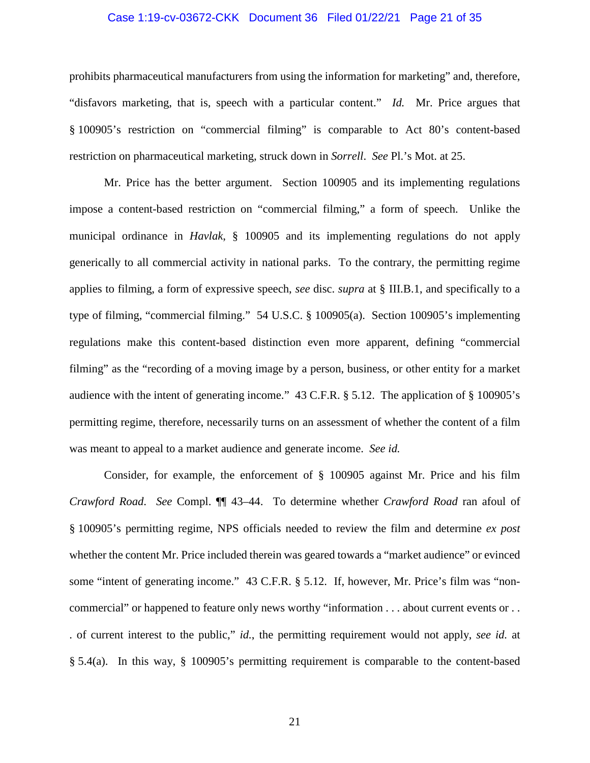prohibits pharmaceutical manufacturers from using the information for marketing" and, therefore, "disfavors marketing, that is, speech with a particular content." *Id.* Mr. Price argues that § 100905's restriction on "commercial filming" is comparable to Act 80's content-based restriction on pharmaceutical marketing, struck down in *Sorrell*. *See* Pl.'s Mot. at 25.

Mr. Price has the better argument. Section 100905 and its implementing regulations impose a content-based restriction on "commercial filming," a form of speech. Unlike the municipal ordinance in *Havlak*, § 100905 and its implementing regulations do not apply generically to all commercial activity in national parks. To the contrary, the permitting regime applies to filming, a form of expressive speech, *see* disc. *supra* at § III.B.1, and specifically to a type of filming, "commercial filming." 54 U.S.C. § 100905(a). Section 100905's implementing regulations make this content-based distinction even more apparent, defining "commercial filming" as the "recording of a moving image by a person, business, or other entity for a market audience with the intent of generating income." 43 C.F.R. § 5.12. The application of § 100905's permitting regime, therefore, necessarily turns on an assessment of whether the content of a film was meant to appeal to a market audience and generate income. *See id.*

Consider, for example, the enforcement of § 100905 against Mr. Price and his film *Crawford Road*. *See* Compl. ¶¶ 43–44. To determine whether *Crawford Road* ran afoul of § 100905's permitting regime, NPS officials needed to review the film and determine *ex post* whether the content Mr. Price included therein was geared towards a "market audience" or evinced some "intent of generating income." 43 C.F.R. § 5.12. If, however, Mr. Price's film was "non-commercial" or happened to feature only news worthy "information . . . about current events or . . . of current interest to the public," *id.*, the permitting requirement would not apply, *see id.* at § 5.4(a). In this way, § 100905's permitting requirement is comparable to the content-based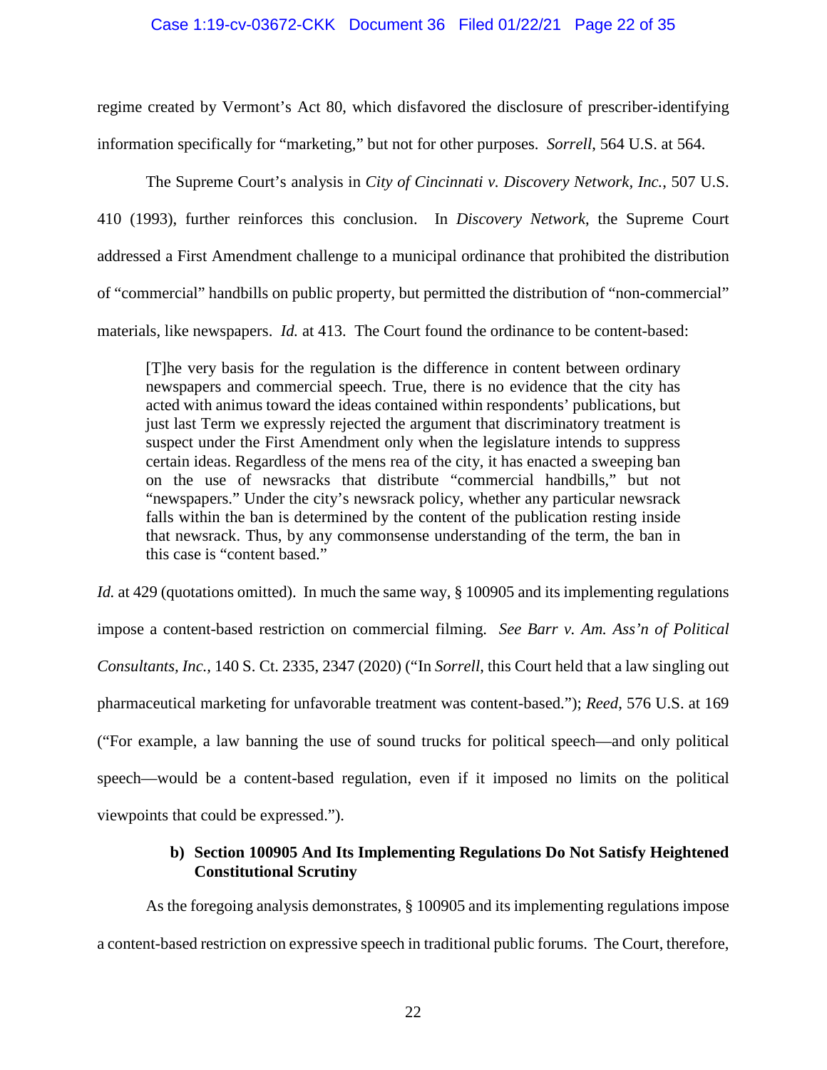regime created by Vermont's Act 80, which disfavored the disclosure of prescriber-identifying information specifically for "marketing," but not for other purposes. *Sorrell*, 564 U.S. at 564.

The Supreme Court's analysis in *City of Cincinnati v. Discovery Network, Inc.*, 507 U.S. 410 (1993), further reinforces this conclusion. In *Discovery Network*, the Supreme Court addressed a First Amendment challenge to a municipal ordinance that prohibited the distribution of "commercial" handbills on public property, but permitted the distribution of "non-commercial" materials, like newspapers. *Id.* at 413. The Court found the ordinance to be content-based:

> [T]he very basis for the regulation is the difference in content between ordinary newspapers and commercial speech. True, there is no evidence that the city has acted with animus toward the ideas contained within respondents' publications, but just last Term we expressly rejected the argument that discriminatory treatment is suspect under the First Amendment only when the legislature intends to suppress certain ideas. Regardless of the mens rea of the city, it has enacted a sweeping ban on the use of newsracks that distribute "commercial handbills," but not "newspapers." Under the city's newsrack policy, whether any particular newsrack falls within the ban is determined by the content of the publication resting inside that newsrack. Thus, by any commonsense understanding of the term, the ban in this case is "content based."

*Id.* at 429 (quotations omitted). In much the same way, § 100905 and its implementing regulations impose a content-based restriction on commercial filming. *See Barr v. Am. Ass'n of Political Consultants, Inc.*, 140 S. Ct. 2335, 2347 (2020) ("In *Sorrell*, this Court held that a law singling out pharmaceutical marketing for unfavorable treatment was content-based."); *Reed*, 576 U.S. at 169 ("For example, a law banning the use of sound trucks for political speech—and only political speech—would be a content-based regulation, even if it imposed no limits on the political viewpoints that could be expressed.").

#### b) Section 100905 And Its Implementing Regulations Do Not Satisfy Heightened Constitutional Scrutiny

As the foregoing analysis demonstrates, § 100905 and its implementing regulations impose a content-based restriction on expressive speech in traditional public forums. The Court, therefore,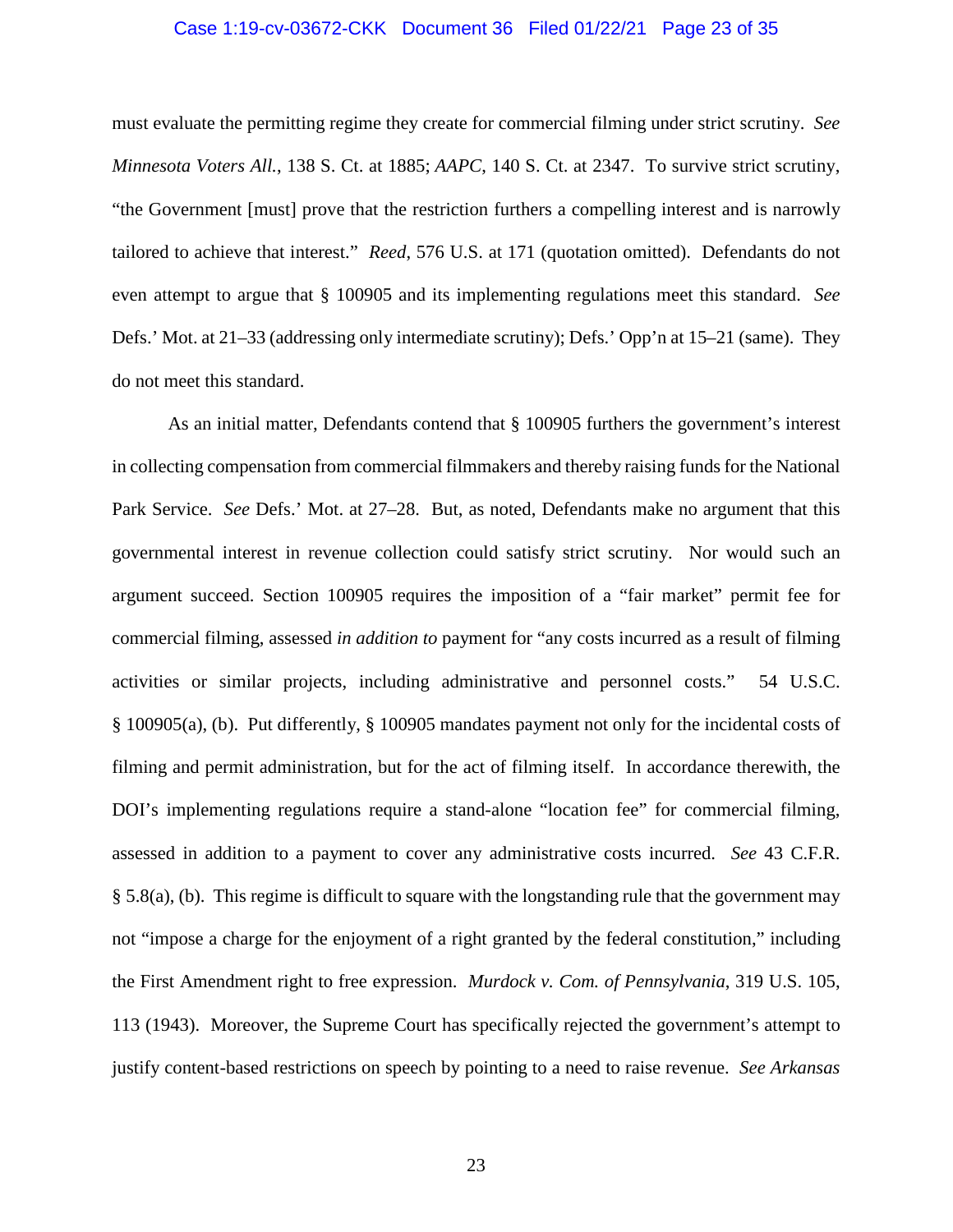must evaluate the permitting regime they create for commercial filming under strict scrutiny. *See Minnesota Voters All.*, 138 S. Ct. at 1885; *AAPC*, 140 S. Ct. at 2347. To survive strict scrutiny, "the Government [must] prove that the restriction furthers a compelling interest and is narrowly tailored to achieve that interest." *Reed*, 576 U.S. at 171 (quotation omitted). Defendants do not even attempt to argue that § 100905 and its implementing regulations meet this standard. *See* Defs.' Mot. at 21–33 (addressing only intermediate scrutiny); Defs.' Opp'n at 15–21 (same). They do not meet this standard.

As an initial matter, Defendants contend that § 100905 furthers the government's interest in collecting compensation from commercial filmmakers and thereby raising funds for the National Park Service. *See* Defs.' Mot. at 27–28. But, as noted, Defendants make no argument that this governmental interest in revenue collection could satisfy strict scrutiny. Nor would such an argument succeed. Section 100905 requires the imposition of a "fair market" permit fee for commercial filming, assessed *in addition to* payment for "any costs incurred as a result of filming activities or similar projects, including administrative and personnel costs." 54 U.S.C. § 100905(a), (b). Put differently, § 100905 mandates payment not only for the incidental costs of filming and permit administration, but for the act of filming itself. In accordance therewith, the DOI's implementing regulations require a stand-alone "location fee" for commercial filming, assessed in addition to a payment to cover any administrative costs incurred. *See* 43 C.F.R. § 5.8(a), (b). This regime is difficult to square with the longstanding rule that the government may not "impose a charge for the enjoyment of a right granted by the federal constitution," including the First Amendment right to free expression. *Murdock v. Com. of Pennsylvania*, 319 U.S. 105, 113 (1943). Moreover, the Supreme Court has specifically rejected the government's attempt to justify content-based restrictions on speech by pointing to a need to raise revenue. *See Arkansas*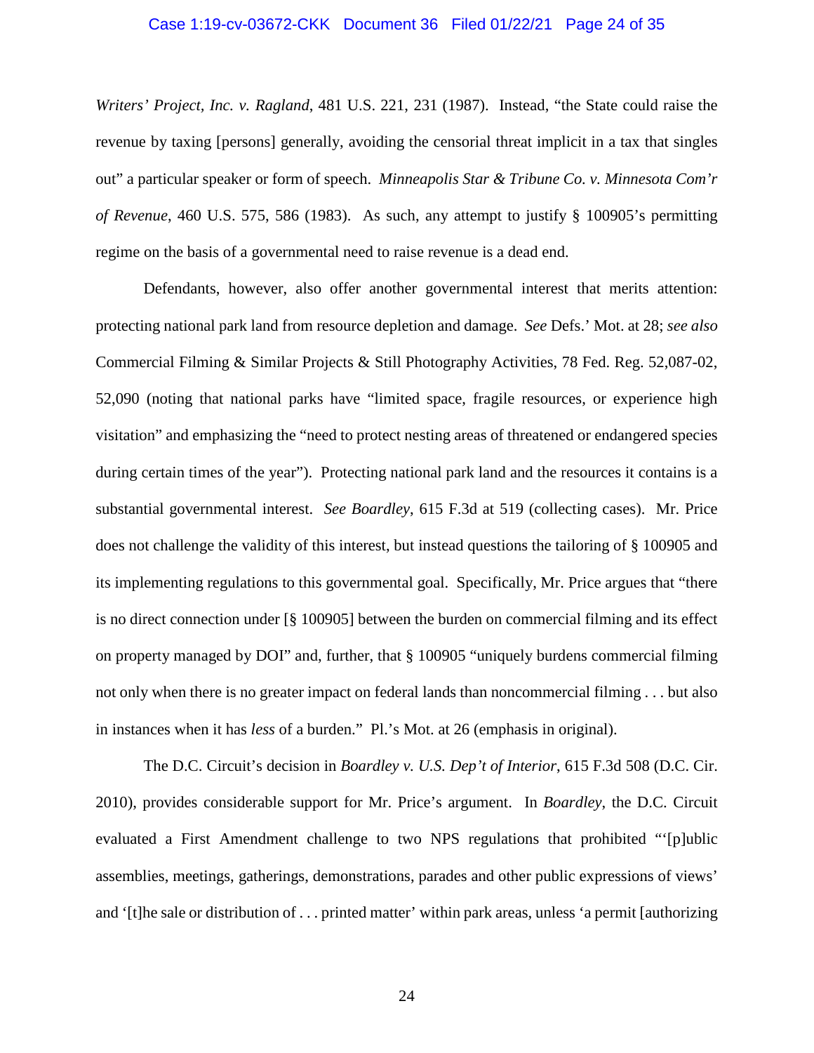*Writers' Project, Inc. v. Ragland*, 481 U.S. 221, 231 (1987). Instead, "the State could raise the revenue by taxing [persons] generally, avoiding the censorial threat implicit in a tax that singles out" a particular speaker or form of speech. *Minneapolis Star & Tribune Co. v. Minnesota Com'r of Revenue*, 460 U.S. 575, 586 (1983). As such, any attempt to justify § 100905's permitting regime on the basis of a governmental need to raise revenue is a dead end.

Defendants, however, also offer another governmental interest that merits attention: protecting national park land from resource depletion and damage. *See* Defs.' Mot. at 28; *see also* Commercial Filming & Similar Projects & Still Photography Activities, 78 Fed. Reg. 52,087-02, 52,090 (noting that national parks have "limited space, fragile resources, or experience high visitation" and emphasizing the "need to protect nesting areas of threatened or endangered species during certain times of the year"). Protecting national park land and the resources it contains is a substantial governmental interest. *See Boardley*, 615 F.3d at 519 (collecting cases). Mr. Price does not challenge the validity of this interest, but instead questions the tailoring of § 100905 and its implementing regulations to this governmental goal. Specifically, Mr. Price argues that "there is no direct connection under [§ 100905] between the burden on commercial filming and its effect on property managed by DOI" and, further, that § 100905 "uniquely burdens commercial filming not only when there is no greater impact on federal lands than noncommercial filming . . . but also in instances when it has *less* of a burden." Pl.'s Mot. at 26 (emphasis in original).

The D.C. Circuit's decision in *Boardley v. U.S. Dep't of Interior*, 615 F.3d 508 (D.C. Cir. 2010), provides considerable support for Mr. Price's argument. In *Boardley*, the D.C. Circuit evaluated a First Amendment challenge to two NPS regulations that prohibited "'[p]ublic assemblies, meetings, gatherings, demonstrations, parades and other public expressions of views' and '[t]he sale or distribution of . . . printed matter' within park areas, unless 'a permit [authorizing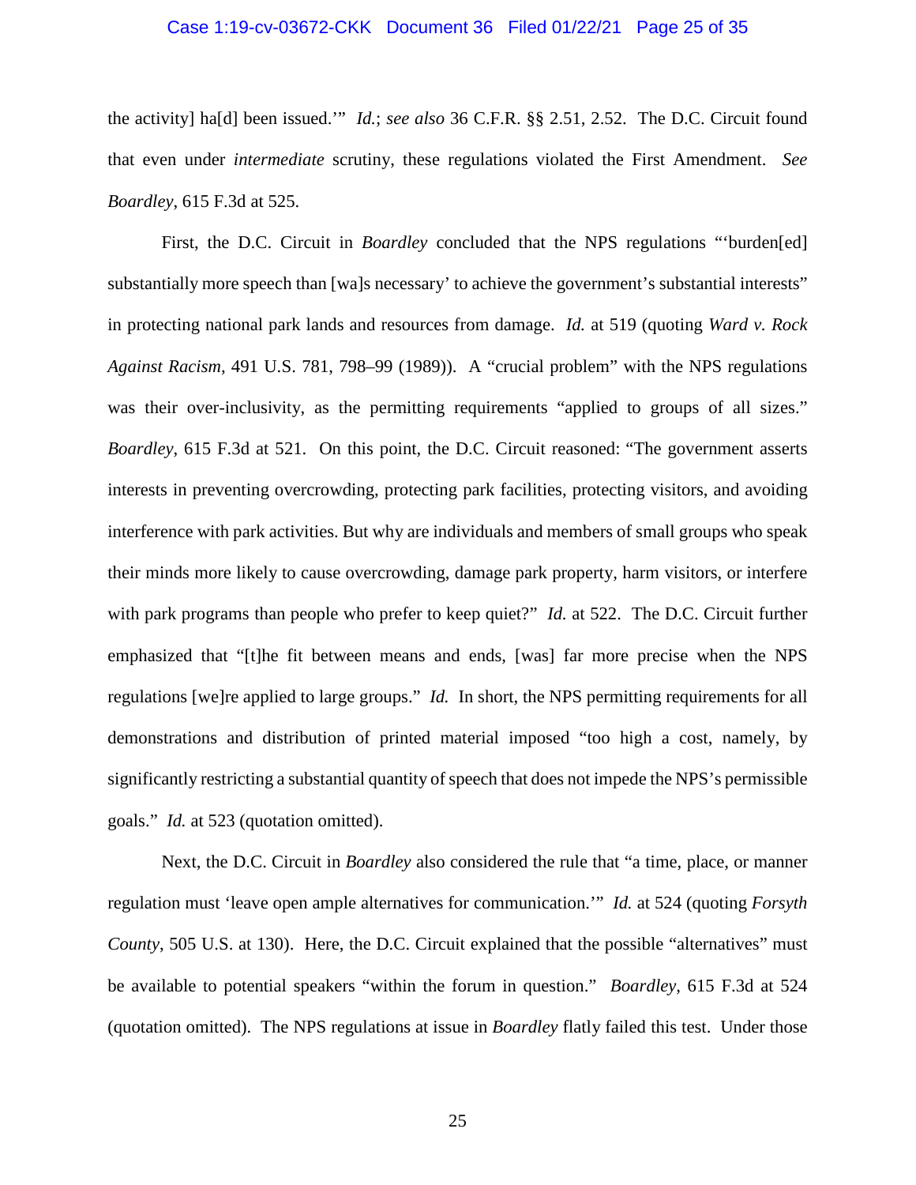the activity] ha[d] been issued.'" *Id.*; *see also* 36 C.F.R. §§ 2.51, 2.52. The D.C. Circuit found that even under *intermediate* scrutiny, these regulations violated the First Amendment. *See Boardley*, 615 F.3d at 525.

First, the D.C. Circuit in *Boardley* concluded that the NPS regulations "'burden[ed] substantially more speech than [wa]s necessary' to achieve the government's substantial interests" in protecting national park lands and resources from damage. *Id.* at 519 (quoting *Ward v. Rock Against Racism*, 491 U.S. 781, 798–99 (1989)). A "crucial problem" with the NPS regulations was their over-inclusivity, as the permitting requirements "applied to groups of all sizes." *Boardley*, 615 F.3d at 521. On this point, the D.C. Circuit reasoned: "The government asserts interests in preventing overcrowding, protecting park facilities, protecting visitors, and avoiding interference with park activities. But why are individuals and members of small groups who speak their minds more likely to cause overcrowding, damage park property, harm visitors, or interfere with park programs than people who prefer to keep quiet?" *Id.* at 522. The D.C. Circuit further emphasized that "[t]he fit between means and ends, [was] far more precise when the NPS regulations [we]re applied to large groups." *Id.* In short, the NPS permitting requirements for all demonstrations and distribution of printed material imposed "too high a cost, namely, by significantly restricting a substantial quantity of speech that does not impede the NPS's permissible goals." *Id.* at 523 (quotation omitted).

Next, the D.C. Circuit in *Boardley* also considered the rule that "a time, place, or manner regulation must 'leave open ample alternatives for communication.'" *Id.* at 524 (quoting *Forsyth County*, 505 U.S. at 130). Here, the D.C. Circuit explained that the possible "alternatives" must be available to potential speakers "within the forum in question." *Boardley*, 615 F.3d at 524 (quotation omitted). The NPS regulations at issue in *Boardley* flatly failed this test. Under those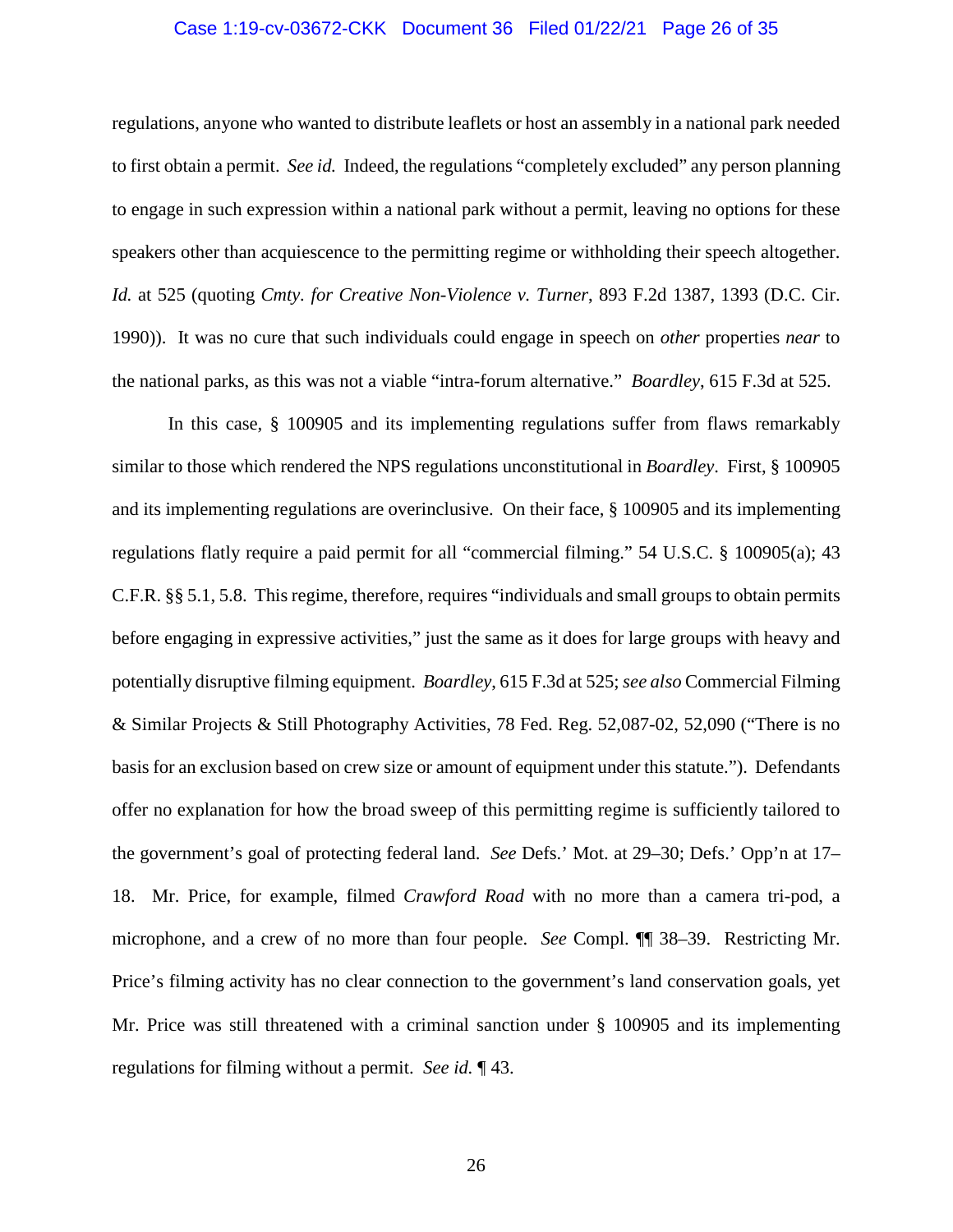regulations, anyone who wanted to distribute leaflets or host an assembly in a national park needed to first obtain a permit. *See id.* Indeed, the regulations "completely excluded" any person planning to engage in such expression within a national park without a permit, leaving no options for these speakers other than acquiescence to the permitting regime or withholding their speech altogether. *Id.* at 525 (quoting *Cmty. for Creative Non-Violence v. Turner*, 893 F.2d 1387, 1393 (D.C. Cir. 1990)). It was no cure that such individuals could engage in speech on *other* properties *near* to the national parks, as this was not a viable "intra-forum alternative." *Boardley*, 615 F.3d at 525.

In this case, § 100905 and its implementing regulations suffer from flaws remarkably similar to those which rendered the NPS regulations unconstitutional in *Boardley*. First, § 100905 and its implementing regulations are overinclusive. On their face, § 100905 and its implementing regulations flatly require a paid permit for all "commercial filming." 54 U.S.C. § 100905(a); 43 C.F.R. §§ 5.1, 5.8. This regime, therefore, requires "individuals and small groups to obtain permits before engaging in expressive activities," just the same as it does for large groups with heavy and potentially disruptive filming equipment. *Boardley*, 615 F.3d at 525; *see also* Commercial Filming & Similar Projects & Still Photography Activities, 78 Fed. Reg. 52,087-02, 52,090 ("There is no basis for an exclusion based on crew size or amount of equipment under this statute."). Defendants offer no explanation for how the broad sweep of this permitting regime is sufficiently tailored to the government's goal of protecting federal land. *See* Defs.' Mot. at 29–30; Defs.' Opp'n at 17–18. Mr. Price, for example, filmed *Crawford Road* with no more than a camera tri-pod, a microphone, and a crew of no more than four people. *See* Compl. ¶¶ 38–39. Restricting Mr. Price's filming activity has no clear connection to the government's land conservation goals, yet Mr. Price was still threatened with a criminal sanction under § 100905 and its implementing regulations for filming without a permit. *See id.* ¶ 43.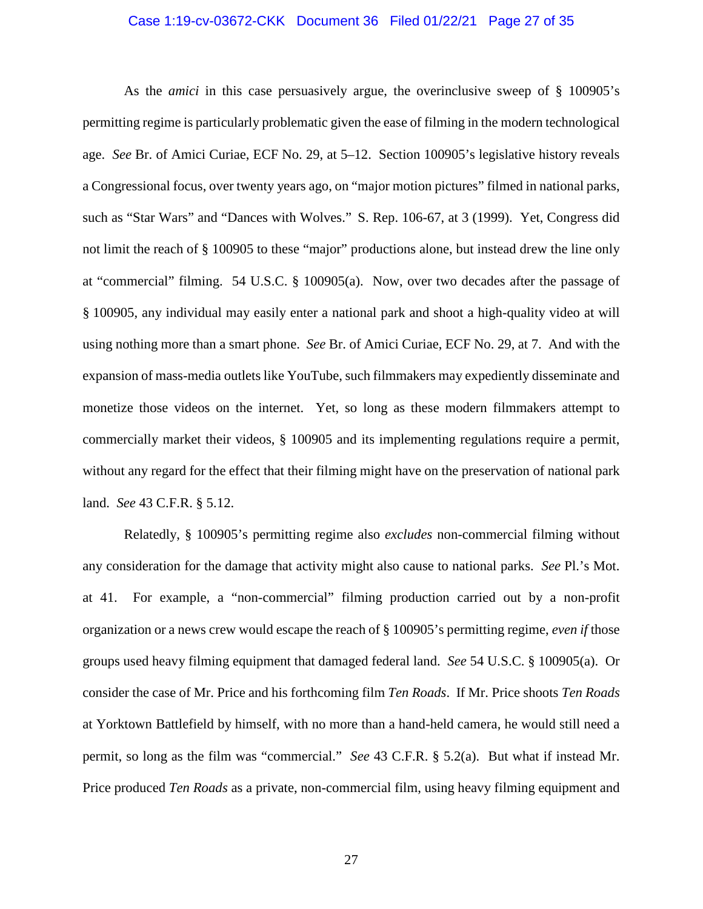As the *amici* in this case persuasively argue, the overinclusive sweep of § 100905's permitting regime is particularly problematic given the ease of filming in the modern technological age. *See* Br. of Amici Curiae, ECF No. 29, at 5–12. Section 100905's legislative history reveals a Congressional focus, over twenty years ago, on "major motion pictures" filmed in national parks, such as "Star Wars" and "Dances with Wolves." S. Rep. 106-67, at 3 (1999). Yet, Congress did not limit the reach of § 100905 to these "major" productions alone, but instead drew the line only at "commercial" filming. 54 U.S.C. § 100905(a). Now, over two decades after the passage of § 100905, any individual may easily enter a national park and shoot a high-quality video at will using nothing more than a smart phone. *See* Br. of Amici Curiae, ECF No. 29, at 7. And with the expansion of mass-media outlets like YouTube, such filmmakers may expediently disseminate and monetize those videos on the internet. Yet, so long as these modern filmmakers attempt to commercially market their videos, § 100905 and its implementing regulations require a permit, without any regard for the effect that their filming might have on the preservation of national park land. *See* 43 C.F.R. § 5.12.

Relatedly, § 100905's permitting regime also *excludes* non-commercial filming without any consideration for the damage that activity might also cause to national parks. *See* Pl.'s Mot. at 41. For example, a "non-commercial" filming production carried out by a non-profit organization or a news crew would escape the reach of § 100905's permitting regime, *even if* those groups used heavy filming equipment that damaged federal land. *See* 54 U.S.C. § 100905(a). Or consider the case of Mr. Price and his forthcoming film *Ten Roads*. If Mr. Price shoots *Ten Roads* at Yorktown Battlefield by himself, with no more than a hand-held camera, he would still need a permit, so long as the film was "commercial." *See* 43 C.F.R. § 5.2(a). But what if instead Mr. Price produced *Ten Roads* as a private, non-commercial film, using heavy filming equipment and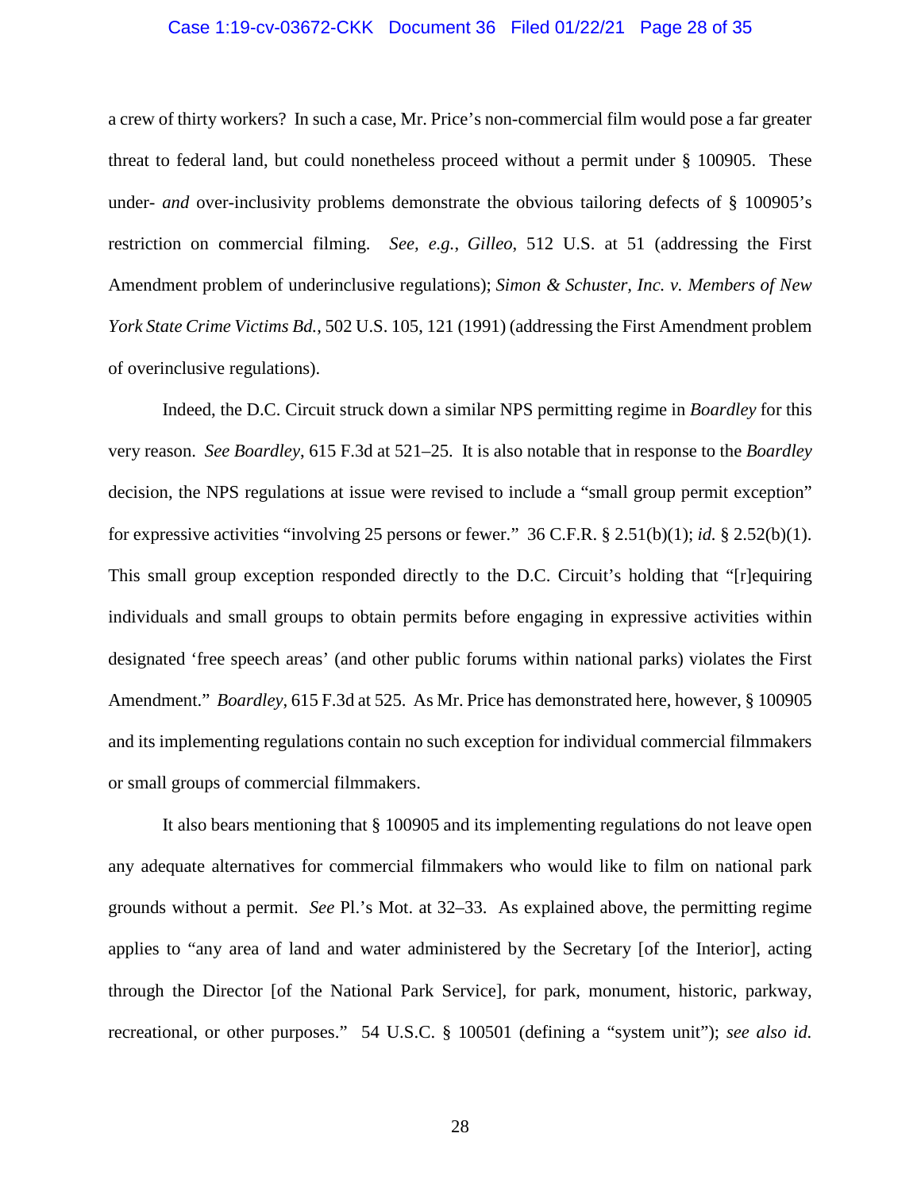a crew of thirty workers? In such a case, Mr. Price's non-commercial film would pose a far greater threat to federal land, but could nonetheless proceed without a permit under § 100905. These under- *and* over-inclusivity problems demonstrate the obvious tailoring defects of § 100905's restriction on commercial filming. *See, e.g.*, *Gilleo*, 512 U.S. at 51 (addressing the First Amendment problem of underinclusive regulations); *Simon & Schuster, Inc. v. Members of New York State Crime Victims Bd.*, 502 U.S. 105, 121 (1991) (addressing the First Amendment problem of overinclusive regulations).

Indeed, the D.C. Circuit struck down a similar NPS permitting regime in *Boardley* for this very reason. *See Boardley*, 615 F.3d at 521–25. It is also notable that in response to the *Boardley* decision, the NPS regulations at issue were revised to include a "small group permit exception" for expressive activities "involving 25 persons or fewer." 36 C.F.R. § 2.51(b)(1); *id.* § 2.52(b)(1). This small group exception responded directly to the D.C. Circuit's holding that "[r]equiring individuals and small groups to obtain permits before engaging in expressive activities within designated 'free speech areas' (and other public forums within national parks) violates the First Amendment." *Boardley*, 615 F.3d at 525. As Mr. Price has demonstrated here, however, § 100905 and its implementing regulations contain no such exception for individual commercial filmmakers or small groups of commercial filmmakers.

It also bears mentioning that § 100905 and its implementing regulations do not leave open any adequate alternatives for commercial filmmakers who would like to film on national park grounds without a permit. *See* Pl.'s Mot. at 32–33. As explained above, the permitting regime applies to "any area of land and water administered by the Secretary [of the Interior], acting through the Director [of the National Park Service], for park, monument, historic, parkway, recreational, or other purposes." 54 U.S.C. § 100501 (defining a "system unit"); *see also id.*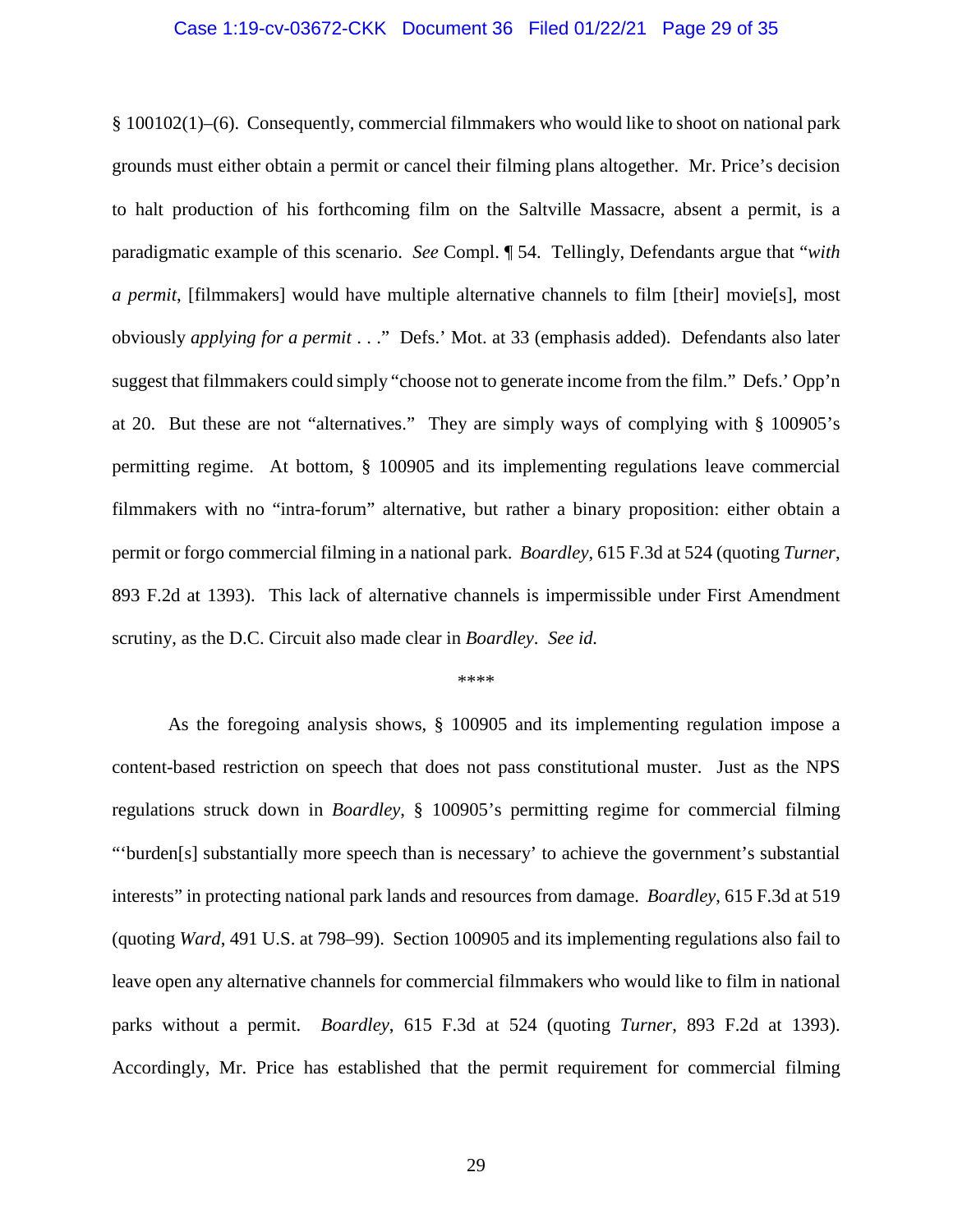§ 100102(1)–(6). Consequently, commercial filmmakers who would like to shoot on national park grounds must either obtain a permit or cancel their filming plans altogether. Mr. Price's decision to halt production of his forthcoming film on the Saltville Massacre, absent a permit, is a paradigmatic example of this scenario. *See* Compl. ¶ 54. Tellingly, Defendants argue that "*with a permit*, [filmmakers] would have multiple alternative channels to film [their] movie[s], most obviously *applying for a permit* . . ." Defs.' Mot. at 33 (emphasis added). Defendants also later suggest that filmmakers could simply "choose not to generate income from the film." Defs.' Opp'n at 20. But these are not "alternatives." They are simply ways of complying with § 100905's permitting regime. At bottom, § 100905 and its implementing regulations leave commercial filmmakers with no "intra-forum" alternative, but rather a binary proposition: either obtain a permit or forgo commercial filming in a national park. *Boardley*, 615 F.3d at 524 (quoting *Turner*, 893 F.2d at 1393). This lack of alternative channels is impermissible under First Amendment scrutiny, as the D.C. Circuit also made clear in *Boardley*. *See id.*

****

As the foregoing analysis shows, § 100905 and its implementing regulation impose a content-based restriction on speech that does not pass constitutional muster. Just as the NPS regulations struck down in *Boardley*, § 100905's permitting regime for commercial filming "'burden[s] substantially more speech than is necessary' to achieve the government's substantial interests" in protecting national park lands and resources from damage. *Boardley*, 615 F.3d at 519 (quoting *Ward*, 491 U.S. at 798–99). Section 100905 and its implementing regulations also fail to leave open any alternative channels for commercial filmmakers who would like to film in national parks without a permit. *Boardley*, 615 F.3d at 524 (quoting *Turner*, 893 F.2d at 1393). Accordingly, Mr. Price has established that the permit requirement for commercial filming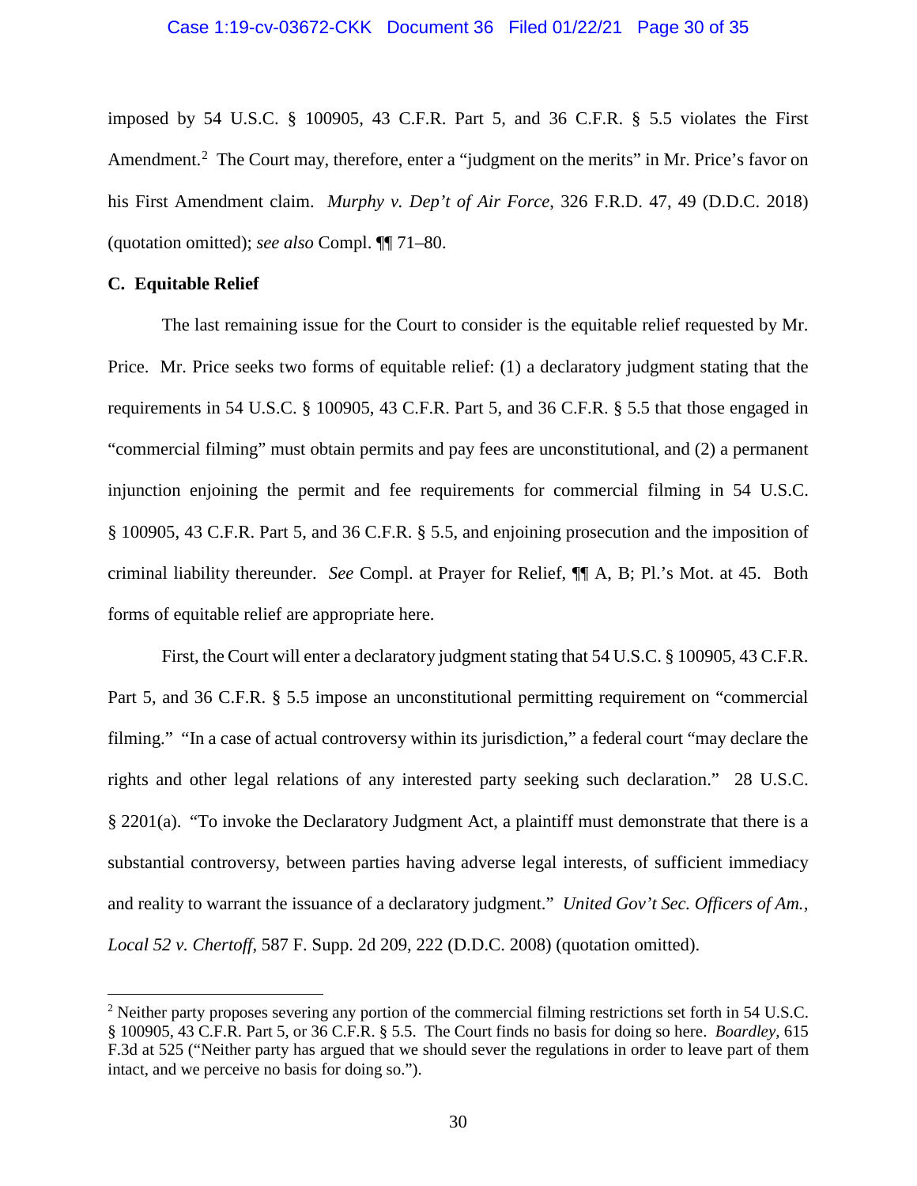imposed by 54 U.S.C. § 100905, 43 C.F.R. Part 5, and 36 C.F.R. § 5.5 violates the First Amendment.[2] The Court may, therefore, enter a "judgment on the merits" in Mr. Price's favor on his First Amendment claim. *Murphy v. Dep't of Air Force*, 326 F.R.D. 47, 49 (D.D.C. 2018) (quotation omitted); *see also* Compl. ¶¶ 71–80.

**C. Equitable Relief**

The last remaining issue for the Court to consider is the equitable relief requested by Mr. Price. Mr. Price seeks two forms of equitable relief: (1) a declaratory judgment stating that the requirements in 54 U.S.C. § 100905, 43 C.F.R. Part 5, and 36 C.F.R. § 5.5 that those engaged in "commercial filming" must obtain permits and pay fees are unconstitutional, and (2) a permanent injunction enjoining the permit and fee requirements for commercial filming in 54 U.S.C. § 100905, 43 C.F.R. Part 5, and 36 C.F.R. § 5.5, and enjoining prosecution and the imposition of criminal liability thereunder. *See* Compl. at Prayer for Relief, ¶¶ A, B; Pl.'s Mot. at 45. Both forms of equitable relief are appropriate here.

First, the Court will enter a declaratory judgment stating that 54 U.S.C. § 100905, 43 C.F.R. Part 5, and 36 C.F.R. § 5.5 impose an unconstitutional permitting requirement on "commercial filming." "In a case of actual controversy within its jurisdiction," a federal court "may declare the rights and other legal relations of any interested party seeking such declaration." 28 U.S.C. § 2201(a). "To invoke the Declaratory Judgment Act, a plaintiff must demonstrate that there is a substantial controversy, between parties having adverse legal interests, of sufficient immediacy and reality to warrant the issuance of a declaratory judgment." *United Gov't Sec. Officers of Am., Local 52 v. Chertoff*, 587 F. Supp. 2d 209, 222 (D.D.C. 2008) (quotation omitted).

[2] Neither party proposes severing any portion of the commercial filming restrictions set forth in 54 U.S.C. § 100905, 43 C.F.R. Part 5, or 36 C.F.R. § 5.5. The Court finds no basis for doing so here. *Boardley*, 615 F.3d at 525 ("Neither party has argued that we should sever the regulations in order to leave part of them intact, and we perceive no basis for doing so.").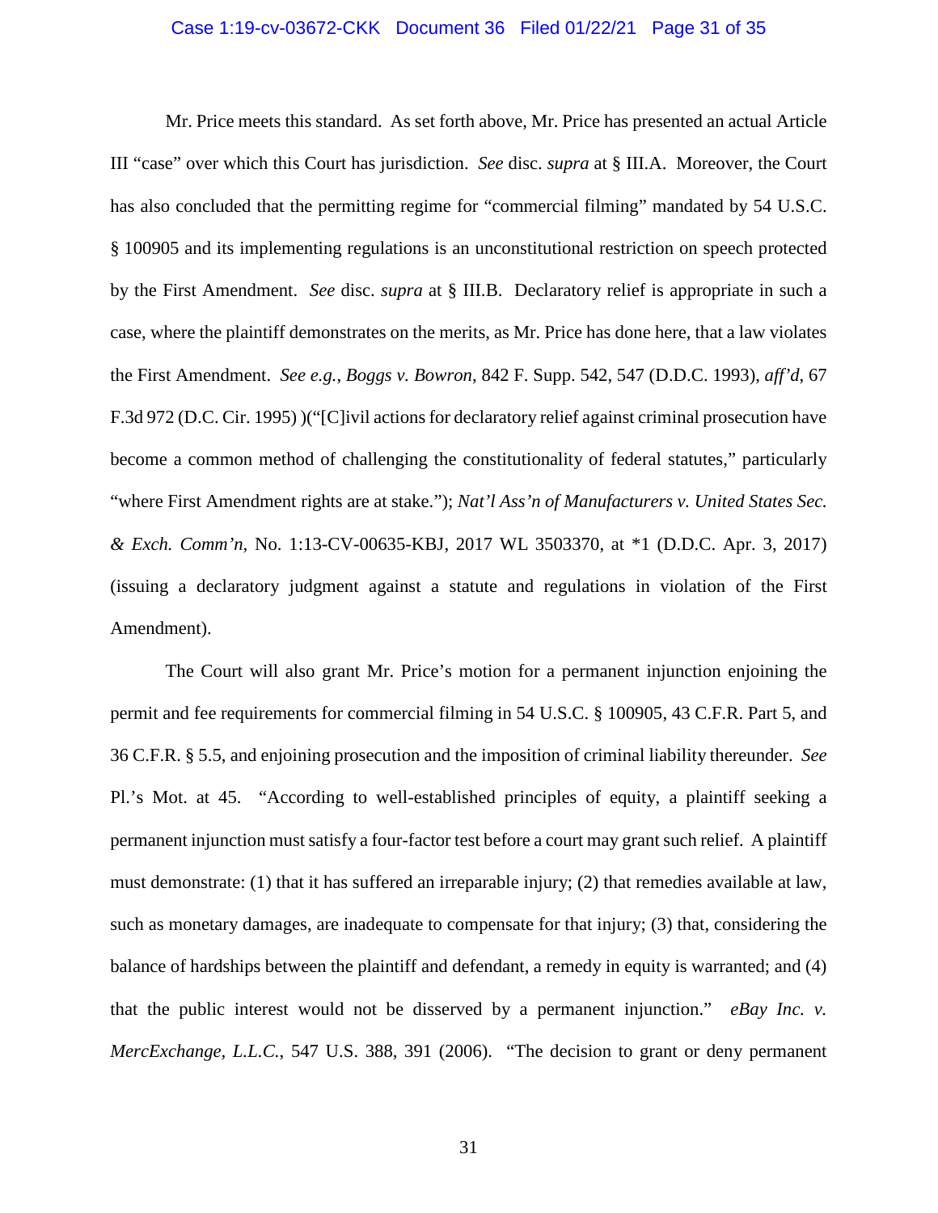Mr. Price meets this standard. As set forth above, Mr. Price has presented an actual Article III "case" over which this Court has jurisdiction. *See* disc. *supra* at § III.A. Moreover, the Court has also concluded that the permitting regime for "commercial filming" mandated by 54 U.S.C. § 100905 and its implementing regulations is an unconstitutional restriction on speech protected by the First Amendment. *See* disc. *supra* at § III.B. Declaratory relief is appropriate in such a case, where the plaintiff demonstrates on the merits, as Mr. Price has done here, that a law violates the First Amendment. *See e.g.*, *Boggs v. Bowron*, 842 F. Supp. 542, 547 (D.D.C. 1993), *aff'd*, 67 F.3d 972 (D.C. Cir. 1995) )("[C]ivil actions for declaratory relief against criminal prosecution have become a common method of challenging the constitutionality of federal statutes," particularly "where First Amendment rights are at stake."); *Nat'l Ass'n of Manufacturers v. United States Sec. & Exch. Comm'n*, No. 1:13-CV-00635-KBJ, 2017 WL 3503370, at *1 (D.D.C. Apr. 3, 2017) (issuing a declaratory judgment against a statute and regulations in violation of the First Amendment).

The Court will also grant Mr. Price's motion for a permanent injunction enjoining the permit and fee requirements for commercial filming in 54 U.S.C. § 100905, 43 C.F.R. Part 5, and 36 C.F.R. § 5.5, and enjoining prosecution and the imposition of criminal liability thereunder. *See* Pl.'s Mot. at 45. "According to well-established principles of equity, a plaintiff seeking a permanent injunction must satisfy a four-factor test before a court may grant such relief. A plaintiff must demonstrate: (1) that it has suffered an irreparable injury; (2) that remedies available at law, such as monetary damages, are inadequate to compensate for that injury; (3) that, considering the balance of hardships between the plaintiff and defendant, a remedy in equity is warranted; and (4) that the public interest would not be disserved by a permanent injunction." *eBay Inc. v. MercExchange, L.L.C.*, 547 U.S. 388, 391 (2006). "The decision to grant or deny permanent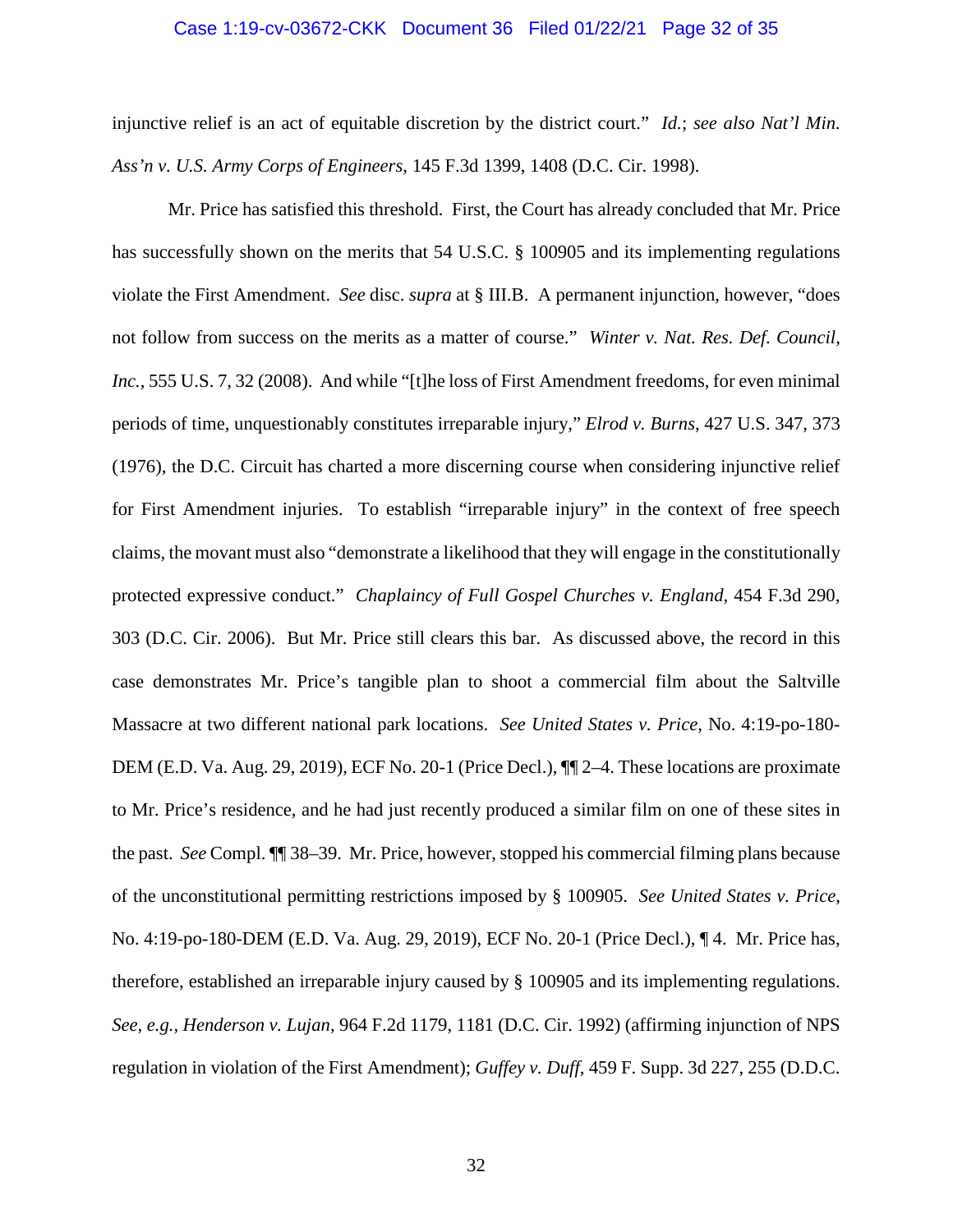injunctive relief is an act of equitable discretion by the district court." *Id.*; *see also Nat'l Min. Ass'n v. U.S. Army Corps of Engineers*, 145 F.3d 1399, 1408 (D.C. Cir. 1998).

Mr. Price has satisfied this threshold. First, the Court has already concluded that Mr. Price has successfully shown on the merits that 54 U.S.C. § 100905 and its implementing regulations violate the First Amendment. *See* disc. *supra* at § III.B. A permanent injunction, however, "does not follow from success on the merits as a matter of course." *Winter v. Nat. Res. Def. Council, Inc.*, 555 U.S. 7, 32 (2008). And while "[t]he loss of First Amendment freedoms, for even minimal periods of time, unquestionably constitutes irreparable injury," *Elrod v. Burns*, 427 U.S. 347, 373 (1976), the D.C. Circuit has charted a more discerning course when considering injunctive relief for First Amendment injuries. To establish "irreparable injury" in the context of free speech claims, the movant must also "demonstrate a likelihood that they will engage in the constitutionally protected expressive conduct." *Chaplaincy of Full Gospel Churches v. England*, 454 F.3d 290, 303 (D.C. Cir. 2006). But Mr. Price still clears this bar. As discussed above, the record in this case demonstrates Mr. Price's tangible plan to shoot a commercial film about the Saltville Massacre at two different national park locations. *See United States v. Price*, No. 4:19-po-180-DEM (E.D. Va. Aug. 29, 2019), ECF No. 20-1 (Price Decl.), ¶¶ 2–4. These locations are proximate to Mr. Price's residence, and he had just recently produced a similar film on one of these sites in the past. *See* Compl. ¶¶ 38–39. Mr. Price, however, stopped his commercial filming plans because of the unconstitutional permitting restrictions imposed by § 100905. *See United States v. Price*, No. 4:19-po-180-DEM (E.D. Va. Aug. 29, 2019), ECF No. 20-1 (Price Decl.), ¶ 4. Mr. Price has, therefore, established an irreparable injury caused by § 100905 and its implementing regulations. *See, e.g.*, *Henderson v. Lujan*, 964 F.2d 1179, 1181 (D.C. Cir. 1992) (affirming injunction of NPS regulation in violation of the First Amendment); *Guffey v. Duff*, 459 F. Supp. 3d 227, 255 (D.D.C.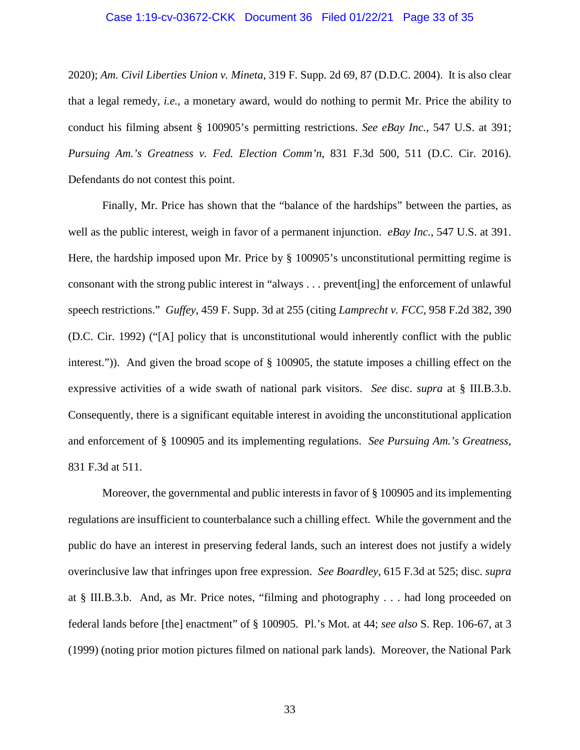2020); *Am. Civil Liberties Union v. Mineta*, 319 F. Supp. 2d 69, 87 (D.D.C. 2004). It is also clear that a legal remedy, *i.e.*, a monetary award, would do nothing to permit Mr. Price the ability to conduct his filming absent § 100905's permitting restrictions. *See eBay Inc.*, 547 U.S. at 391; *Pursuing Am.'s Greatness v. Fed. Election Comm'n*, 831 F.3d 500, 511 (D.C. Cir. 2016). Defendants do not contest this point.

Finally, Mr. Price has shown that the "balance of the hardships" between the parties, as well as the public interest, weigh in favor of a permanent injunction. *eBay Inc.*, 547 U.S. at 391. Here, the hardship imposed upon Mr. Price by § 100905's unconstitutional permitting regime is consonant with the strong public interest in "always . . . prevent[ing] the enforcement of unlawful speech restrictions." *Guffey*, 459 F. Supp. 3d at 255 (citing *Lamprecht v. FCC*, 958 F.2d 382, 390 (D.C. Cir. 1992) ("[A] policy that is unconstitutional would inherently conflict with the public interest.")). And given the broad scope of § 100905, the statute imposes a chilling effect on the expressive activities of a wide swath of national park visitors. *See* disc. *supra* at § III.B.3.b. Consequently, there is a significant equitable interest in avoiding the unconstitutional application and enforcement of § 100905 and its implementing regulations. *See Pursuing Am.'s Greatness*, 831 F.3d at 511.

Moreover, the governmental and public interests in favor of § 100905 and its implementing regulations are insufficient to counterbalance such a chilling effect. While the government and the public do have an interest in preserving federal lands, such an interest does not justify a widely overinclusive law that infringes upon free expression. *See Boardley*, 615 F.3d at 525; disc. *supra* at § III.B.3.b. And, as Mr. Price notes, "filming and photography . . . had long proceeded on federal lands before [the] enactment" of § 100905. Pl.'s Mot. at 44; *see also* S. Rep. 106-67, at 3 (1999) (noting prior motion pictures filmed on national park lands). Moreover, the National Park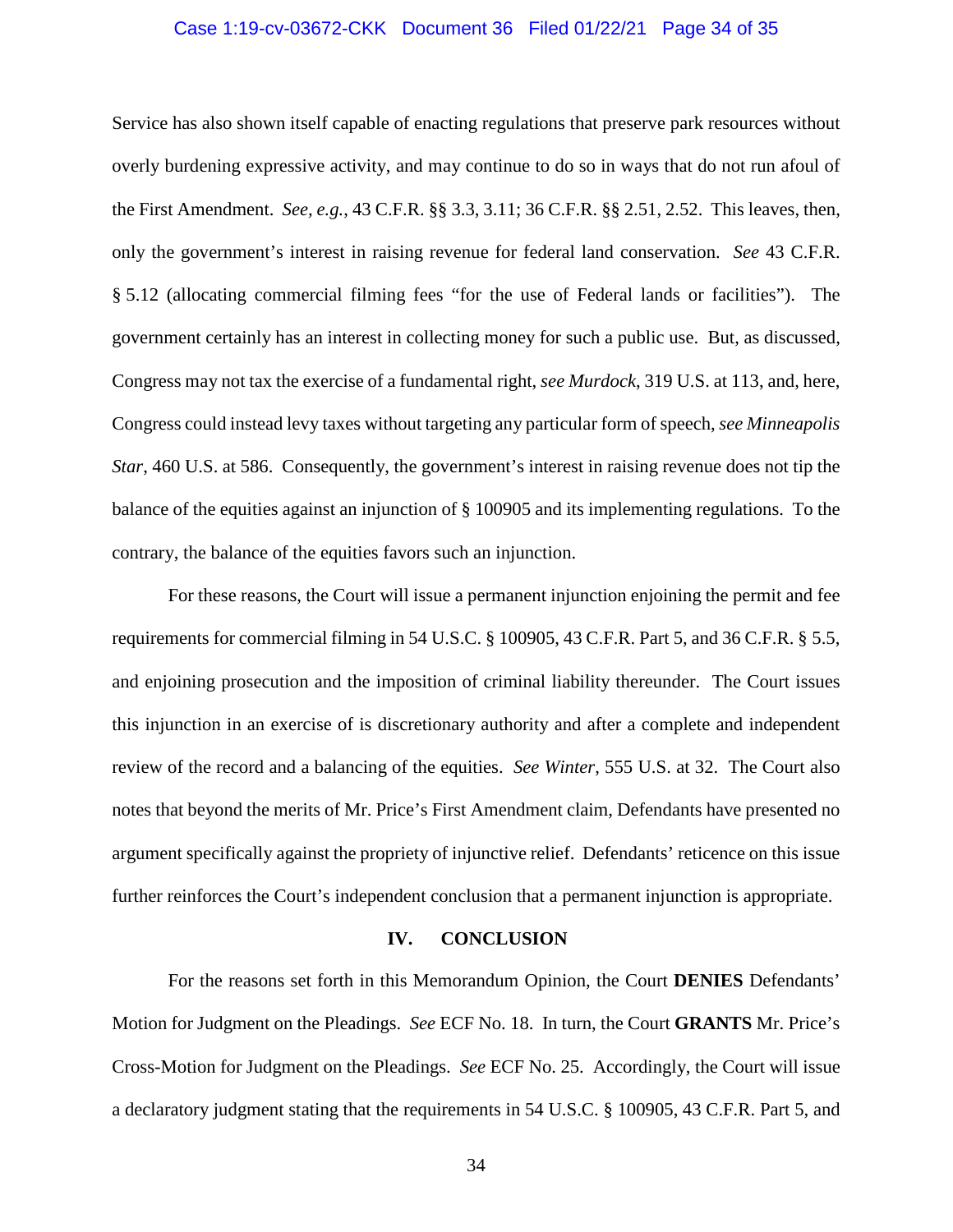Service has also shown itself capable of enacting regulations that preserve park resources without overly burdening expressive activity, and may continue to do so in ways that do not run afoul of the First Amendment. *See, e.g.*, 43 C.F.R. §§ 3.3, 3.11; 36 C.F.R. §§ 2.51, 2.52. This leaves, then, only the government's interest in raising revenue for federal land conservation. *See* 43 C.F.R. § 5.12 (allocating commercial filming fees "for the use of Federal lands or facilities"). The government certainly has an interest in collecting money for such a public use. But, as discussed, Congress may not tax the exercise of a fundamental right, *see Murdock*, 319 U.S. at 113, and, here, Congress could instead levy taxes without targeting any particular form of speech, *see Minneapolis Star*, 460 U.S. at 586. Consequently, the government's interest in raising revenue does not tip the balance of the equities against an injunction of § 100905 and its implementing regulations. To the contrary, the balance of the equities favors such an injunction.

For these reasons, the Court will issue a permanent injunction enjoining the permit and fee requirements for commercial filming in 54 U.S.C. § 100905, 43 C.F.R. Part 5, and 36 C.F.R. § 5.5, and enjoining prosecution and the imposition of criminal liability thereunder. The Court issues this injunction in an exercise of is discretionary authority and after a complete and independent review of the record and a balancing of the equities. *See Winter*, 555 U.S. at 32. The Court also notes that beyond the merits of Mr. Price's First Amendment claim, Defendants have presented no argument specifically against the propriety of injunctive relief. Defendants' reticence on this issue further reinforces the Court's independent conclusion that a permanent injunction is appropriate.

## IV. CONCLUSION

For the reasons set forth in this Memorandum Opinion, the Court **DENIES** Defendants' Motion for Judgment on the Pleadings. *See* ECF No. 18. In turn, the Court **GRANTS** Mr. Price's Cross-Motion for Judgment on the Pleadings. *See* ECF No. 25. Accordingly, the Court will issue a declaratory judgment stating that the requirements in 54 U.S.C. § 100905, 43 C.F.R. Part 5, and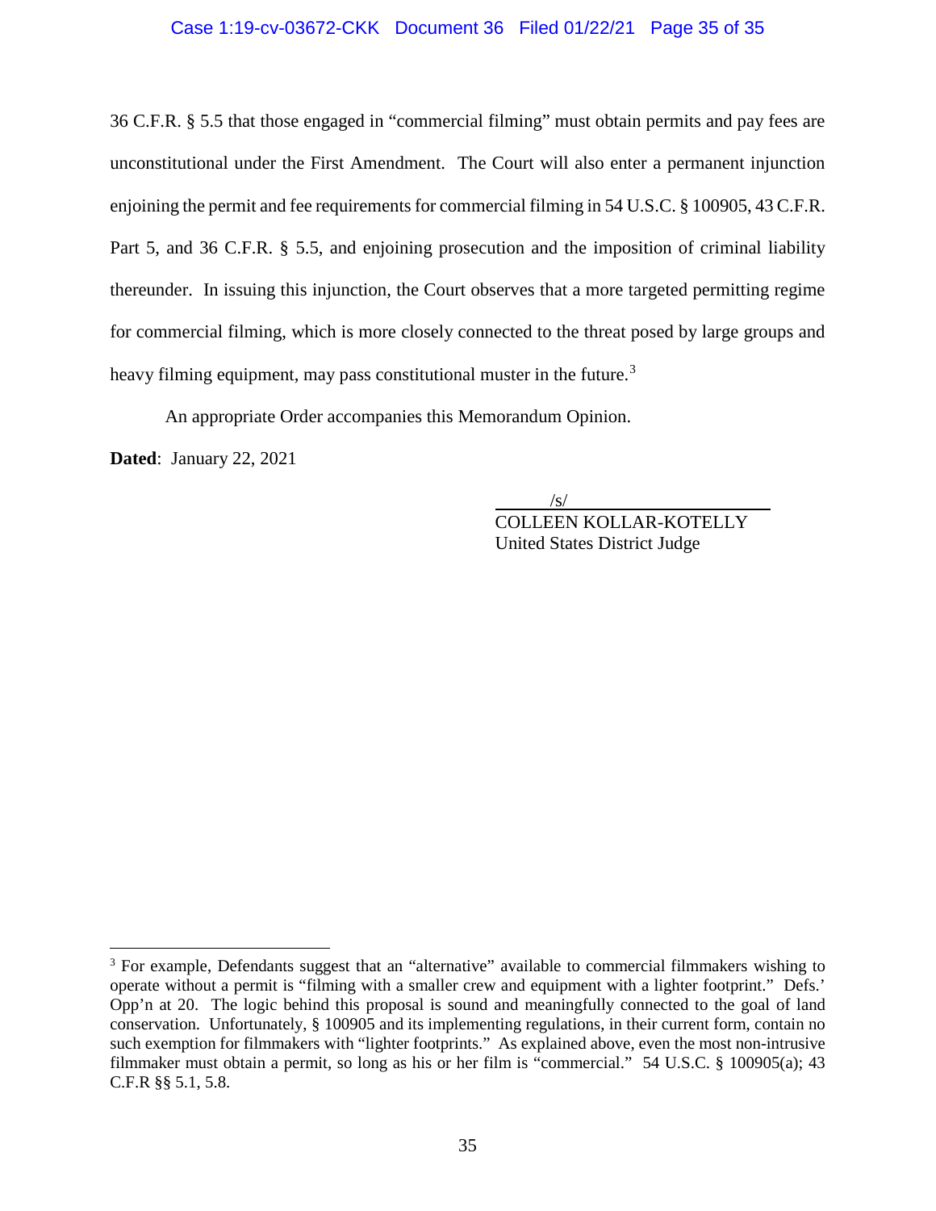36 C.F.R. § 5.5 that those engaged in "commercial filming" must obtain permits and pay fees are unconstitutional under the First Amendment. The Court will also enter a permanent injunction enjoining the permit and fee requirements for commercial filming in 54 U.S.C. § 100905, 43 C.F.R. Part 5, and 36 C.F.R. § 5.5, and enjoining prosecution and the imposition of criminal liability thereunder. In issuing this injunction, the Court observes that a more targeted permitting regime for commercial filming, which is more closely connected to the threat posed by large groups and heavy filming equipment, may pass constitutional muster in the future.[3]

An appropriate Order accompanies this Memorandum Opinion.

**Dated**: January 22, 2021

/s/
COLLEEN KOLLAR-KOTELLY
United States District Judge

---

[3] For example, Defendants suggest that an "alternative" available to commercial filmmakers wishing to operate without a permit is "filming with a smaller crew and equipment with a lighter footprint." Defs.' Opp'n at 20. The logic behind this proposal is sound and meaningfully connected to the goal of land conservation. Unfortunately, § 100905 and its implementing regulations, in their current form, contain no such exemption for filmmakers with "lighter footprints." As explained above, even the most non-intrusive filmmaker must obtain a permit, so long as his or her film is "commercial." 54 U.S.C. § 100905(a); 43 C.F.R §§ 5.1, 5.8.